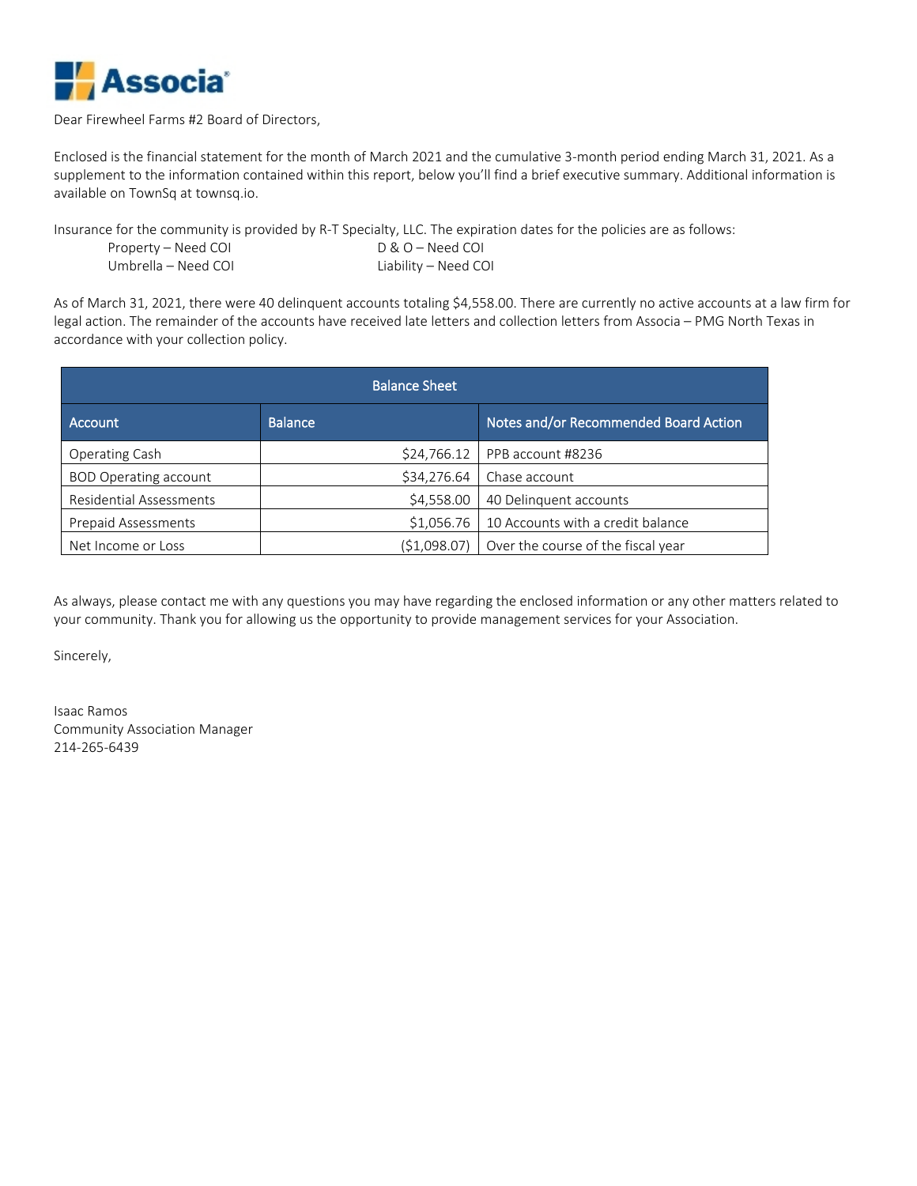Associa®

Dear Firewheel Farms #2 Board of Directors,

Enclosed is the financial statement for the month of March 2021 and the cumulative 3-month period ending March 31, 2021. As a supplement to the information contained within this report, below you'll find a brief executive summary. Additional information is available on TownSq at townsq.io.

Insurance for the community is provided by R-T Specialty, LLC. The expiration dates for the policies are as follows:

Property – Need COI  
D & O – Need COI  
Umbrella – Need COI  
Liability – Need COI

As of March 31, 2021, there were 40 delinquent accounts totaling $4,558.00. There are currently no active accounts at a law firm for legal action. The remainder of the accounts have received late letters and collection letters from Associa – PMG North Texas in accordance with your collection policy.

| Balance Sheet | | |
|---|---|---|
| Account | Balance | Notes and/or Recommended Board Action |
| Operating Cash | $24,766.12 | PPB account #8236 |
| BOD Operating account | $34,276.64 | Chase account |
| Residential Assessments | $4,558.00 | 40 Delinquent accounts |
| Prepaid Assessments | $1,056.76 | 10 Accounts with a credit balance |
| Net Income or Loss | ($1,098.07) | Over the course of the fiscal year |

As always, please contact me with any questions you may have regarding the enclosed information or any other matters related to your community. Thank you for allowing us the opportunity to provide management services for your Association.

Sincerely,

Isaac Ramos  
Community Association Manager  
214-265-6439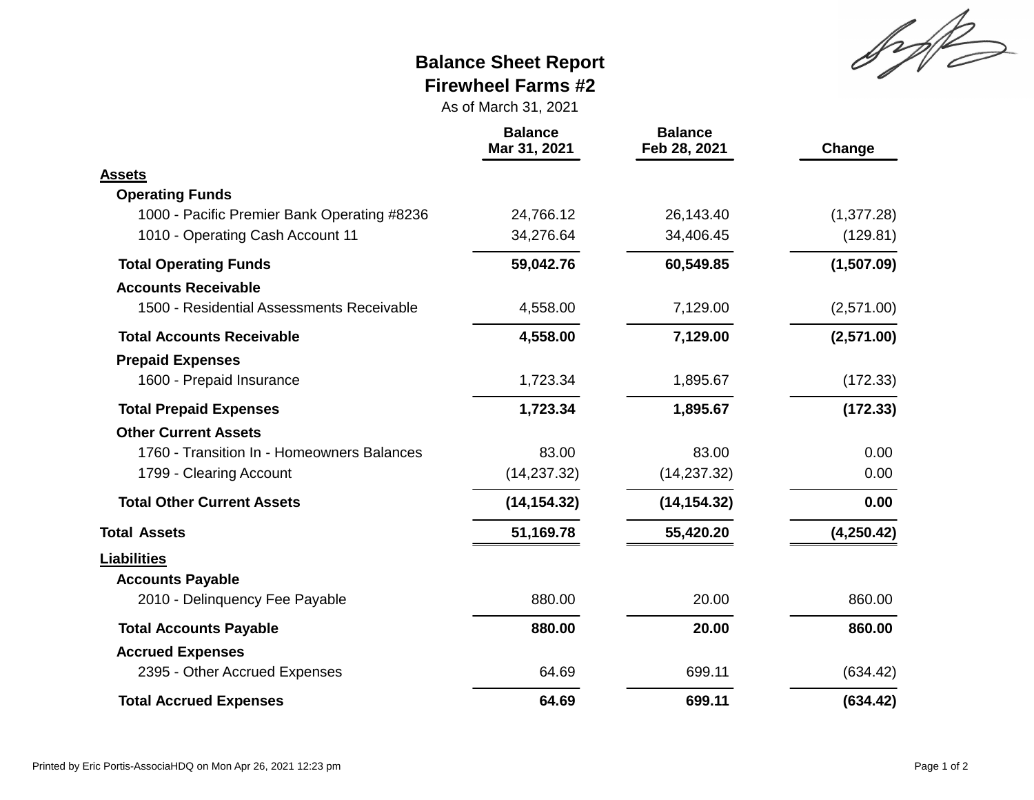# Balance Sheet Report

## Firewheel Farms #2

As of March 31, 2021

| | Balance Mar 31, 2021 | Balance Feb 28, 2021 | Change |
|---|---|---|---|
| **Assets** | | | |
| **Operating Funds** | | | |
| 1000 - Pacific Premier Bank Operating #8236 | 24,766.12 | 26,143.40 | (1,377.28) |
| 1010 - Operating Cash Account 11 | 34,276.64 | 34,406.45 | (129.81) |
| **Total Operating Funds** | **59,042.76** | **60,549.85** | **(1,507.09)** |
| **Accounts Receivable** | | | |
| 1500 - Residential Assessments Receivable | 4,558.00 | 7,129.00 | (2,571.00) |
| **Total Accounts Receivable** | **4,558.00** | **7,129.00** | **(2,571.00)** |
| **Prepaid Expenses** | | | |
| 1600 - Prepaid Insurance | 1,723.34 | 1,895.67 | (172.33) |
| **Total Prepaid Expenses** | **1,723.34** | **1,895.67** | **(172.33)** |
| **Other Current Assets** | | | |
| 1760 - Transition In - Homeowners Balances | 83.00 | 83.00 | 0.00 |
| 1799 - Clearing Account | (14,237.32) | (14,237.32) | 0.00 |
| **Total Other Current Assets** | **(14,154.32)** | **(14,154.32)** | **0.00** |
| **Total Assets** | **51,169.78** | **55,420.20** | **(4,250.42)** |
| **Liabilities** | | | |
| **Accounts Payable** | | | |
| 2010 - Delinquency Fee Payable | 880.00 | 20.00 | 860.00 |
| **Total Accounts Payable** | **880.00** | **20.00** | **860.00** |
| **Accrued Expenses** | | | |
| 2395 - Other Accrued Expenses | 64.69 | 699.11 | (634.42) |
| **Total Accrued Expenses** | **64.69** | **699.11** | **(634.42)** |

Printed by Eric Portis-AssociaHDQ on Mon Apr 26, 2021 12:23 pm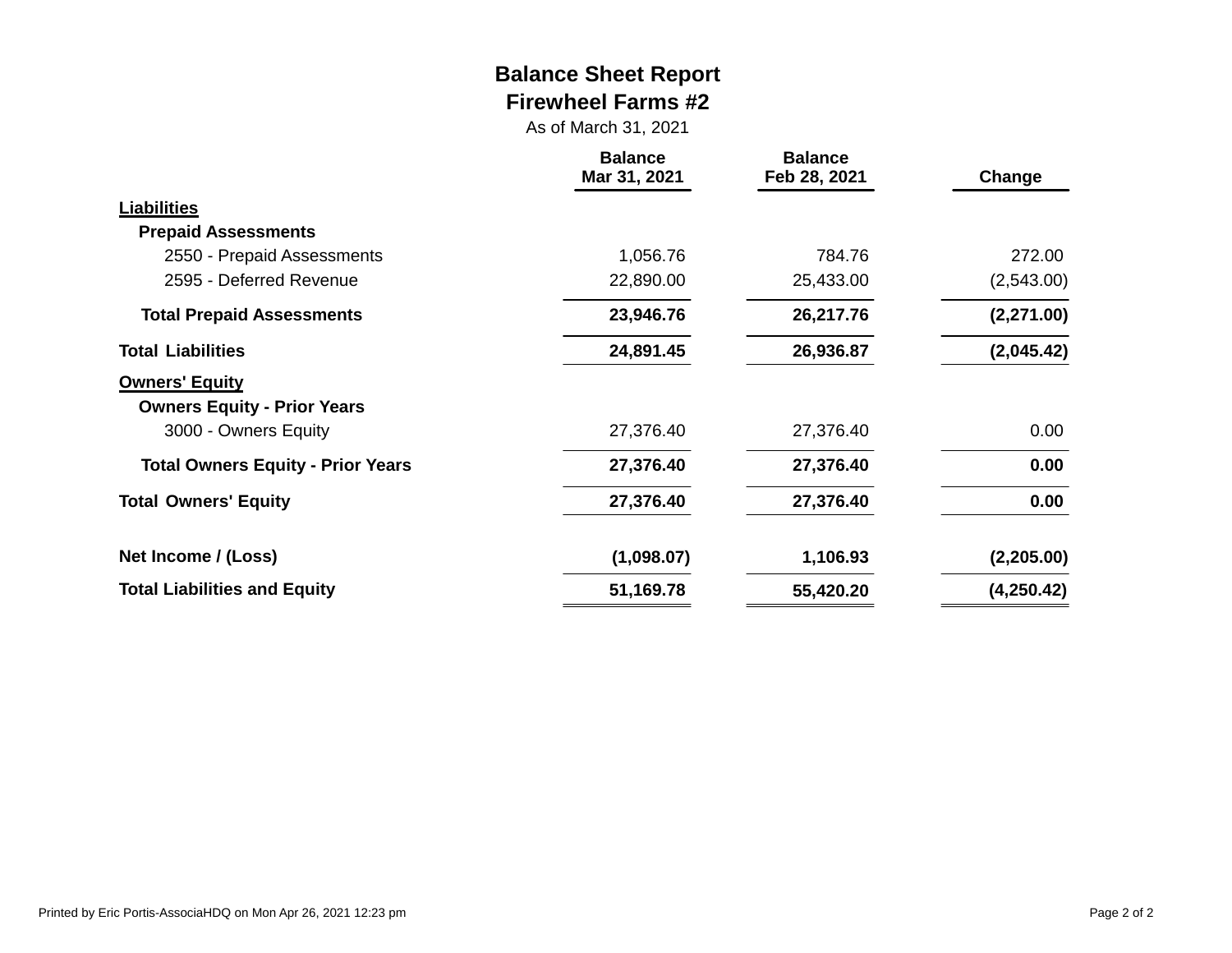# Balance Sheet Report

## Firewheel Farms #2

As of March 31, 2021

| | Balance Mar 31, 2021 | Balance Feb 28, 2021 | Change |
|---|---|---|---|
| **Liabilities** | | | |
| **Prepaid Assessments** | | | |
| 2550 - Prepaid Assessments | 1,056.76 | 784.76 | 272.00 |
| 2595 - Deferred Revenue | 22,890.00 | 25,433.00 | (2,543.00) |
| **Total Prepaid Assessments** | **23,946.76** | **26,217.76** | **(2,271.00)** |
| **Total Liabilities** | **24,891.45** | **26,936.87** | **(2,045.42)** |
| **Owners' Equity** | | | |
| **Owners Equity - Prior Years** | | | |
| 3000 - Owners Equity | 27,376.40 | 27,376.40 | 0.00 |
| **Total Owners Equity - Prior Years** | **27,376.40** | **27,376.40** | **0.00** |
| **Total Owners' Equity** | **27,376.40** | **27,376.40** | **0.00** |
| **Net Income / (Loss)** | **(1,098.07)** | **1,106.93** | **(2,205.00)** |
| **Total Liabilities and Equity** | **51,169.78** | **55,420.20** | **(4,250.42)** |

Printed by Eric Portis-AssociaHDQ on Mon Apr 26, 2021 12:23 pm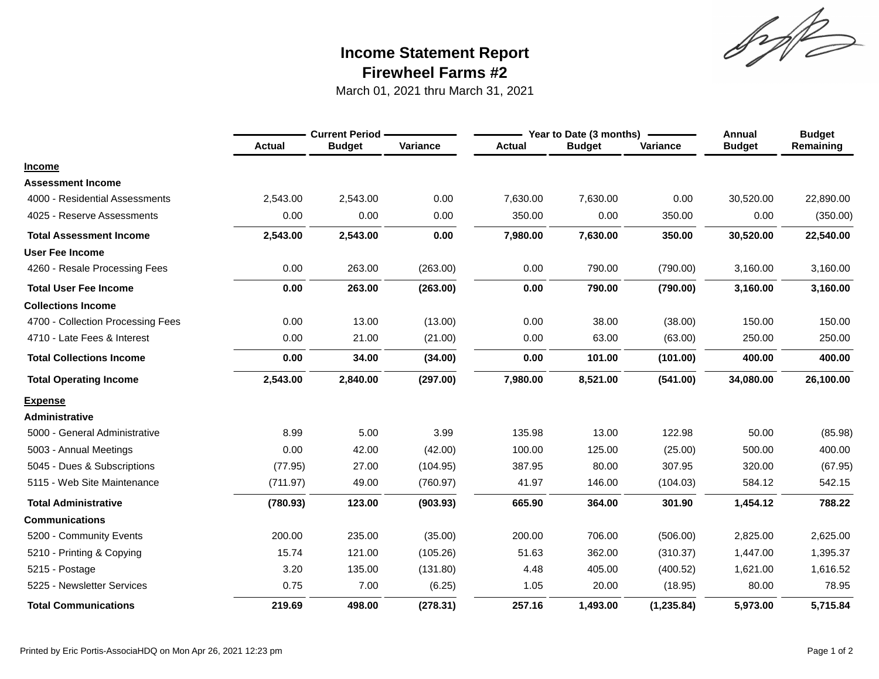# Income Statement Report
## Firewheel Farms #2

March 01, 2021 thru March 31, 2021

| | Current Period | | | Year to Date (3 months) | | | Annual | Budget |
|---|---|---|---|---|---|---|---|---|
| | Actual | Budget | Variance | Actual | Budget | Variance | Budget | Remaining |
| **Income** | | | | | | | | |
| **Assessment Income** | | | | | | | | |
| 4000 - Residential Assessments | 2,543.00 | 2,543.00 | 0.00 | 7,630.00 | 7,630.00 | 0.00 | 30,520.00 | 22,890.00 |
| 4025 - Reserve Assessments | 0.00 | 0.00 | 0.00 | 350.00 | 0.00 | 350.00 | 0.00 | (350.00) |
| **Total Assessment Income** | **2,543.00** | **2,543.00** | **0.00** | **7,980.00** | **7,630.00** | **350.00** | **30,520.00** | **22,540.00** |
| **User Fee Income** | | | | | | | | |
| 4260 - Resale Processing Fees | 0.00 | 263.00 | (263.00) | 0.00 | 790.00 | (790.00) | 3,160.00 | 3,160.00 |
| **Total User Fee Income** | **0.00** | **263.00** | **(263.00)** | **0.00** | **790.00** | **(790.00)** | **3,160.00** | **3,160.00** |
| **Collections Income** | | | | | | | | |
| 4700 - Collection Processing Fees | 0.00 | 13.00 | (13.00) | 0.00 | 38.00 | (38.00) | 150.00 | 150.00 |
| 4710 - Late Fees & Interest | 0.00 | 21.00 | (21.00) | 0.00 | 63.00 | (63.00) | 250.00 | 250.00 |
| **Total Collections Income** | **0.00** | **34.00** | **(34.00)** | **0.00** | **101.00** | **(101.00)** | **400.00** | **400.00** |
| **Total Operating Income** | **2,543.00** | **2,840.00** | **(297.00)** | **7,980.00** | **8,521.00** | **(541.00)** | **34,080.00** | **26,100.00** |
| **Expense** | | | | | | | | |
| **Administrative** | | | | | | | | |
| 5000 - General Administrative | 8.99 | 5.00 | 3.99 | 135.98 | 13.00 | 122.98 | 50.00 | (85.98) |
| 5003 - Annual Meetings | 0.00 | 42.00 | (42.00) | 100.00 | 125.00 | (25.00) | 500.00 | 400.00 |
| 5045 - Dues & Subscriptions | (77.95) | 27.00 | (104.95) | 387.95 | 80.00 | 307.95 | 320.00 | (67.95) |
| 5115 - Web Site Maintenance | (711.97) | 49.00 | (760.97) | 41.97 | 146.00 | (104.03) | 584.12 | 542.15 |
| **Total Administrative** | **(780.93)** | **123.00** | **(903.93)** | **665.90** | **364.00** | **301.90** | **1,454.12** | **788.22** |
| **Communications** | | | | | | | | |
| 5200 - Community Events | 200.00 | 235.00 | (35.00) | 200.00 | 706.00 | (506.00) | 2,825.00 | 2,625.00 |
| 5210 - Printing & Copying | 15.74 | 121.00 | (105.26) | 51.63 | 362.00 | (310.37) | 1,447.00 | 1,395.37 |
| 5215 - Postage | 3.20 | 135.00 | (131.80) | 4.48 | 405.00 | (400.52) | 1,621.00 | 1,616.52 |
| 5225 - Newsletter Services | 0.75 | 7.00 | (6.25) | 1.05 | 20.00 | (18.95) | 80.00 | 78.95 |
| **Total Communications** | **219.69** | **498.00** | **(278.31)** | **257.16** | **1,493.00** | **(1,235.84)** | **5,973.00** | **5,715.84** |

Printed by Eric Portis-AssociaHDQ on Mon Apr 26, 2021 12:23 pm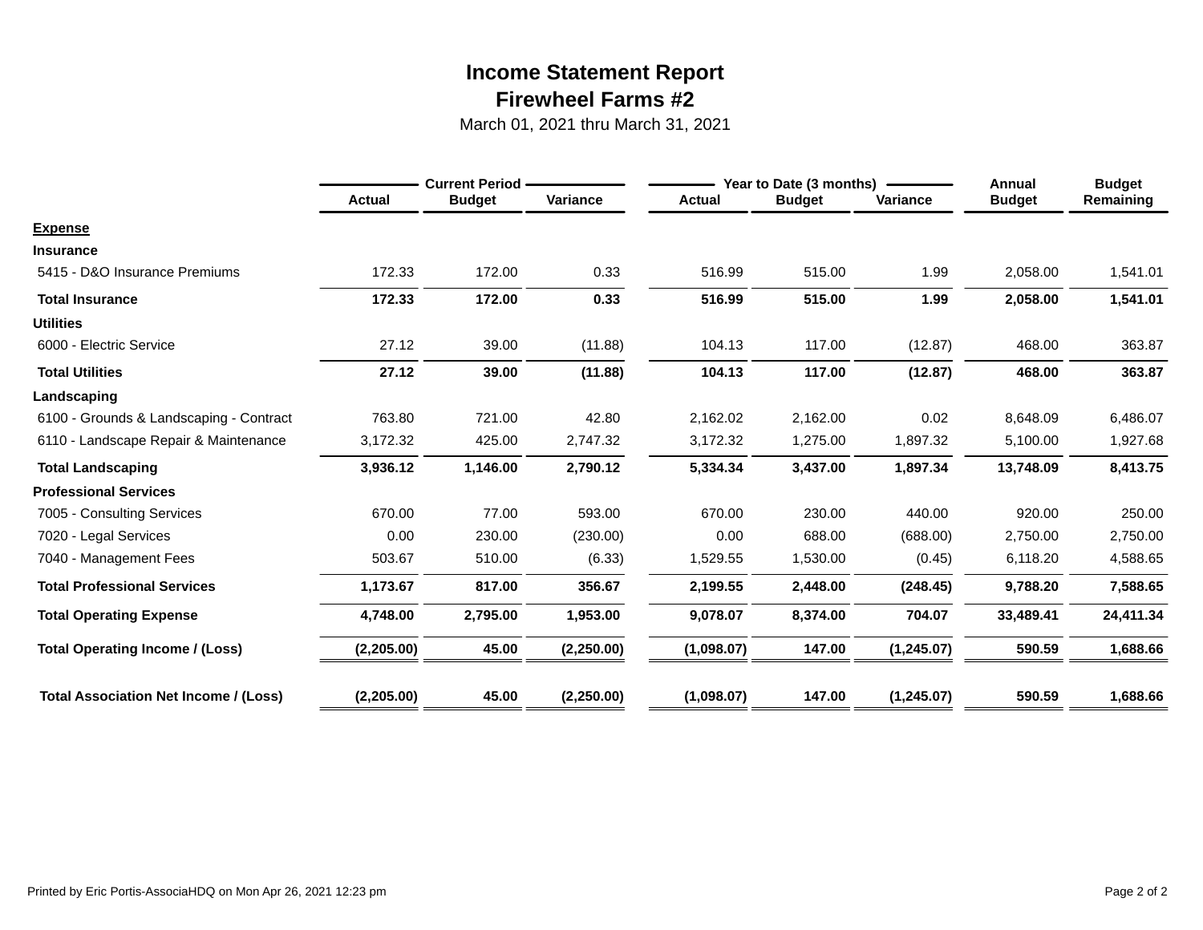# Income Statement Report
## Firewheel Farms #2
March 01, 2021 thru March 31, 2021

| | Current Period | | | Year to Date (3 months) | | | Annual | Budget |
|---|---|---|---|---|---|---|---|---|
| | **Actual** | **Budget** | **Variance** | **Actual** | **Budget** | **Variance** | **Budget** | **Remaining** |
| **Expense** | | | | | | | | |
| **Insurance** | | | | | | | | |
| 5415 - D&O Insurance Premiums | 172.33 | 172.00 | 0.33 | 516.99 | 515.00 | 1.99 | 2,058.00 | 1,541.01 |
| **Total Insurance** | **172.33** | **172.00** | **0.33** | **516.99** | **515.00** | **1.99** | **2,058.00** | **1,541.01** |
| **Utilities** | | | | | | | | |
| 6000 - Electric Service | 27.12 | 39.00 | (11.88) | 104.13 | 117.00 | (12.87) | 468.00 | 363.87 |
| **Total Utilities** | **27.12** | **39.00** | **(11.88)** | **104.13** | **117.00** | **(12.87)** | **468.00** | **363.87** |
| **Landscaping** | | | | | | | | |
| 6100 - Grounds & Landscaping - Contract | 763.80 | 721.00 | 42.80 | 2,162.02 | 2,162.00 | 0.02 | 8,648.09 | 6,486.07 |
| 6110 - Landscape Repair & Maintenance | 3,172.32 | 425.00 | 2,747.32 | 3,172.32 | 1,275.00 | 1,897.32 | 5,100.00 | 1,927.68 |
| **Total Landscaping** | **3,936.12** | **1,146.00** | **2,790.12** | **5,334.34** | **3,437.00** | **1,897.34** | **13,748.09** | **8,413.75** |
| **Professional Services** | | | | | | | | |
| 7005 - Consulting Services | 670.00 | 77.00 | 593.00 | 670.00 | 230.00 | 440.00 | 920.00 | 250.00 |
| 7020 - Legal Services | 0.00 | 230.00 | (230.00) | 0.00 | 688.00 | (688.00) | 2,750.00 | 2,750.00 |
| 7040 - Management Fees | 503.67 | 510.00 | (6.33) | 1,529.55 | 1,530.00 | (0.45) | 6,118.20 | 4,588.65 |
| **Total Professional Services** | **1,173.67** | **817.00** | **356.67** | **2,199.55** | **2,448.00** | **(248.45)** | **9,788.20** | **7,588.65** |
| **Total Operating Expense** | **4,748.00** | **2,795.00** | **1,953.00** | **9,078.07** | **8,374.00** | **704.07** | **33,489.41** | **24,411.34** |
| **Total Operating Income / (Loss)** | **(2,205.00)** | **45.00** | **(2,250.00)** | **(1,098.07)** | **147.00** | **(1,245.07)** | **590.59** | **1,688.66** |
| **Total Association Net Income / (Loss)** | **(2,205.00)** | **45.00** | **(2,250.00)** | **(1,098.07)** | **147.00** | **(1,245.07)** | **590.59** | **1,688.66** |

Printed by Eric Portis-AssociaHDQ on Mon Apr 26, 2021 12:23 pm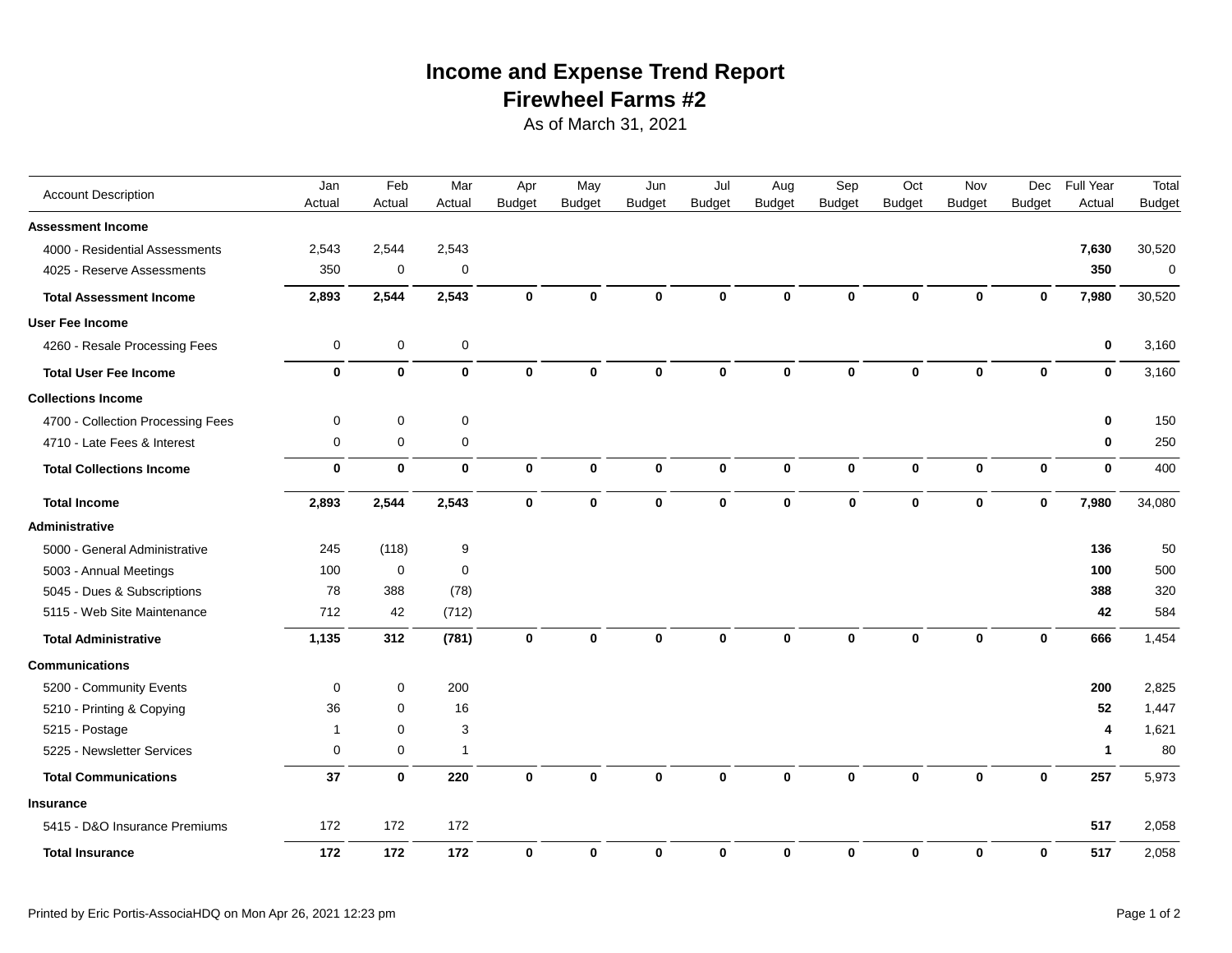# Income and Expense Trend Report
## Firewheel Farms #2
As of March 31, 2021

| Account Description | Jan Actual | Feb Actual | Mar Actual | Apr Budget | May Budget | Jun Budget | Jul Budget | Aug Budget | Sep Budget | Oct Budget | Nov Budget | Dec Budget | Full Year Actual | Total Budget |
|---|---|---|---|---|---|---|---|---|---|---|---|---|---|---|
| **Assessment Income** | | | | | | | | | | | | | | |
| 4000 - Residential Assessments | 2,543 | 2,544 | 2,543 | | | | | | | | | | **7,630** | 30,520 |
| 4025 - Reserve Assessments | 350 | 0 | 0 | | | | | | | | | | **350** | 0 |
| **Total Assessment Income** | **2,893** | **2,544** | **2,543** | **0** | **0** | **0** | **0** | **0** | **0** | **0** | **0** | **0** | **7,980** | 30,520 |
| **User Fee Income** | | | | | | | | | | | | | | |
| 4260 - Resale Processing Fees | 0 | 0 | 0 | | | | | | | | | | **0** | 3,160 |
| **Total User Fee Income** | **0** | **0** | **0** | **0** | **0** | **0** | **0** | **0** | **0** | **0** | **0** | **0** | **0** | 3,160 |
| **Collections Income** | | | | | | | | | | | | | | |
| 4700 - Collection Processing Fees | 0 | 0 | 0 | | | | | | | | | | **0** | 150 |
| 4710 - Late Fees & Interest | 0 | 0 | 0 | | | | | | | | | | **0** | 250 |
| **Total Collections Income** | **0** | **0** | **0** | **0** | **0** | **0** | **0** | **0** | **0** | **0** | **0** | **0** | **0** | 400 |
| **Total Income** | **2,893** | **2,544** | **2,543** | **0** | **0** | **0** | **0** | **0** | **0** | **0** | **0** | **0** | **7,980** | 34,080 |
| **Administrative** | | | | | | | | | | | | | | |
| 5000 - General Administrative | 245 | (118) | 9 | | | | | | | | | | **136** | 50 |
| 5003 - Annual Meetings | 100 | 0 | 0 | | | | | | | | | | **100** | 500 |
| 5045 - Dues & Subscriptions | 78 | 388 | (78) | | | | | | | | | | **388** | 320 |
| 5115 - Web Site Maintenance | 712 | 42 | (712) | | | | | | | | | | **42** | 584 |
| **Total Administrative** | **1,135** | **312** | **(781)** | **0** | **0** | **0** | **0** | **0** | **0** | **0** | **0** | **0** | **666** | 1,454 |
| **Communications** | | | | | | | | | | | | | | |
| 5200 - Community Events | 0 | 0 | 200 | | | | | | | | | | **200** | 2,825 |
| 5210 - Printing & Copying | 36 | 0 | 16 | | | | | | | | | | **52** | 1,447 |
| 5215 - Postage | 1 | 0 | 3 | | | | | | | | | | **4** | 1,621 |
| 5225 - Newsletter Services | 0 | 0 | 1 | | | | | | | | | | **1** | 80 |
| **Total Communications** | **37** | **0** | **220** | **0** | **0** | **0** | **0** | **0** | **0** | **0** | **0** | **0** | **257** | 5,973 |
| **Insurance** | | | | | | | | | | | | | | |
| 5415 - D&O Insurance Premiums | 172 | 172 | 172 | | | | | | | | | | **517** | 2,058 |
| **Total Insurance** | **172** | **172** | **172** | **0** | **0** | **0** | **0** | **0** | **0** | **0** | **0** | **0** | **517** | 2,058 |

Printed by Eric Portis-AssociaHDQ on Mon Apr 26, 2021 12:23 pm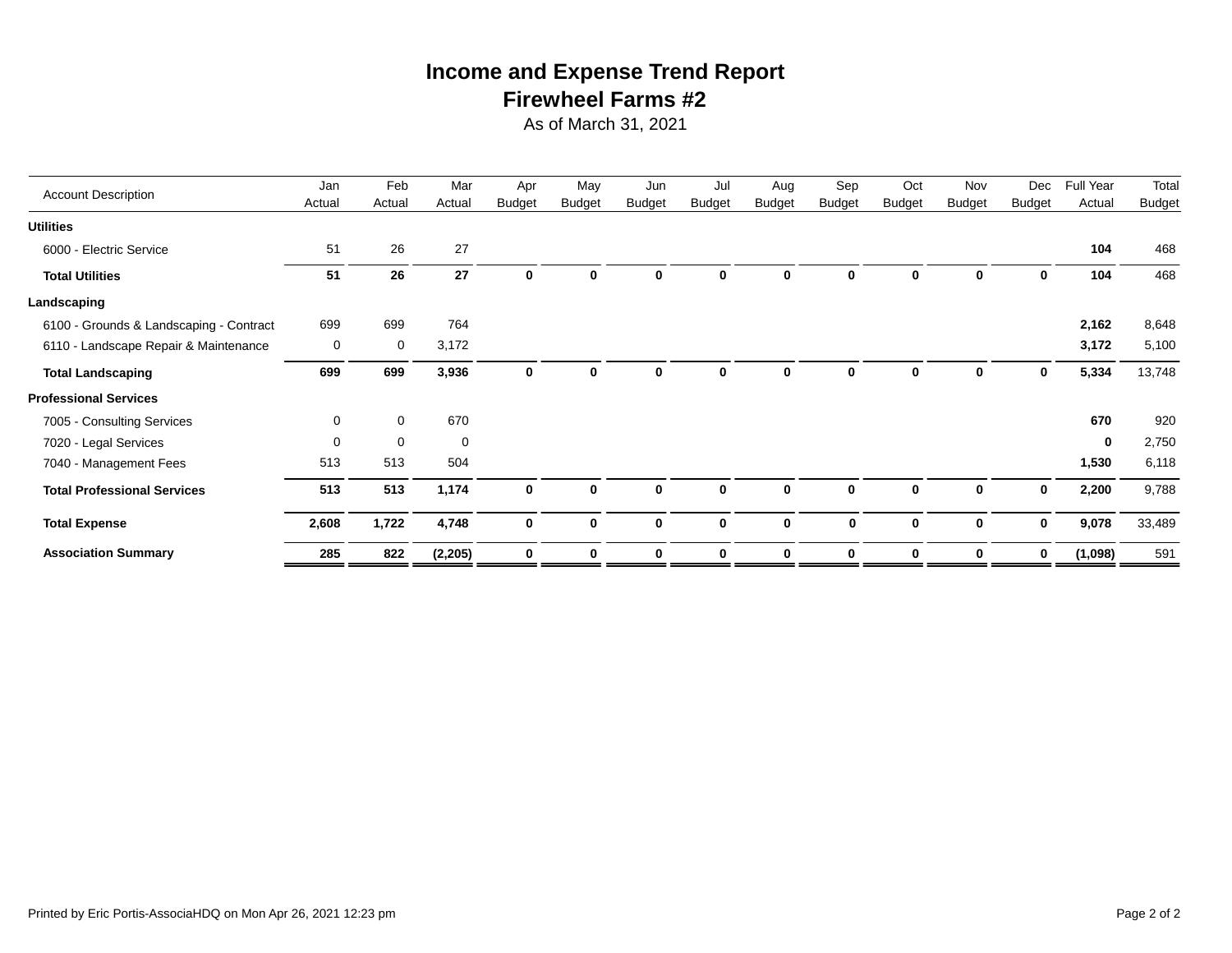# Income and Expense Trend Report
## Firewheel Farms #2
As of March 31, 2021

| Account Description | Jan Actual | Feb Actual | Mar Actual | Apr Budget | May Budget | Jun Budget | Jul Budget | Aug Budget | Sep Budget | Oct Budget | Nov Budget | Dec Budget | Full Year Actual | Total Budget |
|---|---|---|---|---|---|---|---|---|---|---|---|---|---|---|
| **Utilities** | | | | | | | | | | | | | | |
| 6000 - Electric Service | 51 | 26 | 27 | | | | | | | | | | **104** | 468 |
| **Total Utilities** | **51** | **26** | **27** | **0** | **0** | **0** | **0** | **0** | **0** | **0** | **0** | **0** | **104** | 468 |
| **Landscaping** | | | | | | | | | | | | | | |
| 6100 - Grounds & Landscaping - Contract | 699 | 699 | 764 | | | | | | | | | | **2,162** | 8,648 |
| 6110 - Landscape Repair & Maintenance | 0 | 0 | 3,172 | | | | | | | | | | **3,172** | 5,100 |
| **Total Landscaping** | **699** | **699** | **3,936** | **0** | **0** | **0** | **0** | **0** | **0** | **0** | **0** | **0** | **5,334** | 13,748 |
| **Professional Services** | | | | | | | | | | | | | | |
| 7005 - Consulting Services | 0 | 0 | 670 | | | | | | | | | | **670** | 920 |
| 7020 - Legal Services | 0 | 0 | 0 | | | | | | | | | | **0** | 2,750 |
| 7040 - Management Fees | 513 | 513 | 504 | | | | | | | | | | **1,530** | 6,118 |
| **Total Professional Services** | **513** | **513** | **1,174** | **0** | **0** | **0** | **0** | **0** | **0** | **0** | **0** | **0** | **2,200** | 9,788 |
| **Total Expense** | **2,608** | **1,722** | **4,748** | **0** | **0** | **0** | **0** | **0** | **0** | **0** | **0** | **0** | **9,078** | 33,489 |
| **Association Summary** | **285** | **822** | **(2,205)** | **0** | **0** | **0** | **0** | **0** | **0** | **0** | **0** | **0** | **(1,098)** | 591 |

Printed by Eric Portis-AssociaHDQ on Mon Apr 26, 2021 12:23 pm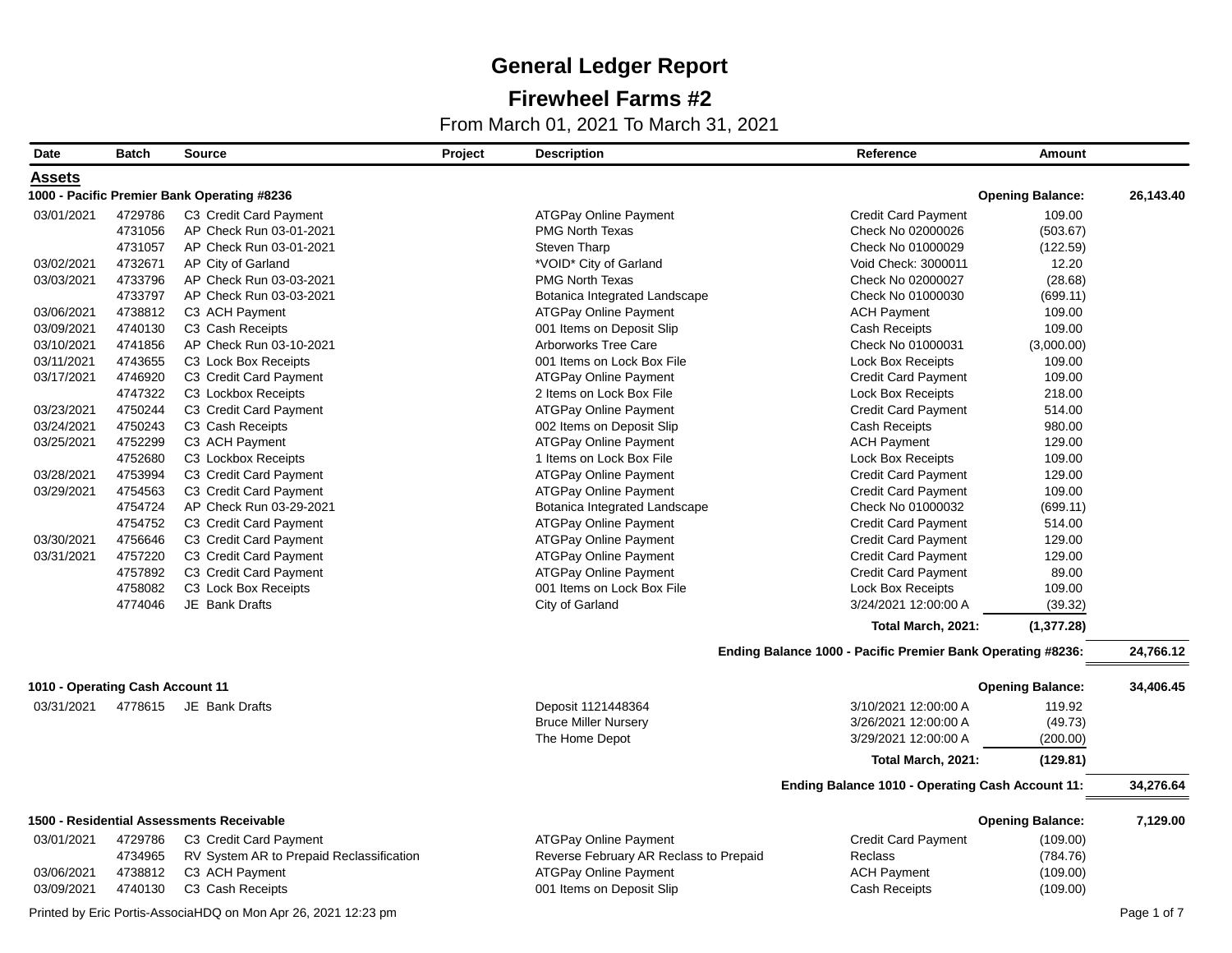# General Ledger Report

## Firewheel Farms #2

From March 01, 2021 To March 31, 2021

| Date | Batch | Source | Project | Description | Reference | Amount | |
|---|---|---|---|---|---|---|---|
| **Assets** | | | | | | | |
| **1000 - Pacific Premier Bank Operating #8236** | | | | | | **Opening Balance:** | **26,143.40** |
| 03/01/2021 | 4729786 | C3 Credit Card Payment | | ATGPay Online Payment | Credit Card Payment | 109.00 | |
| | 4731056 | AP Check Run 03-01-2021 | | PMG North Texas | Check No 02000026 | (503.67) | |
| | 4731057 | AP Check Run 03-01-2021 | | Steven Tharp | Check No 01000029 | (122.59) | |
| 03/02/2021 | 4732671 | AP City of Garland | | *VOID* City of Garland | Void Check: 3000011 | 12.20 | |
| 03/03/2021 | 4733796 | AP Check Run 03-03-2021 | | PMG North Texas | Check No 02000027 | (28.68) | |
| | 4733797 | AP Check Run 03-03-2021 | | Botanica Integrated Landscape | Check No 01000030 | (699.11) | |
| 03/06/2021 | 4738812 | C3 ACH Payment | | ATGPay Online Payment | ACH Payment | 109.00 | |
| 03/09/2021 | 4740130 | C3 Cash Receipts | | 001 Items on Deposit Slip | Cash Receipts | 109.00 | |
| 03/10/2021 | 4741856 | AP Check Run 03-10-2021 | | Arborworks Tree Care | Check No 01000031 | (3,000.00) | |
| 03/11/2021 | 4743655 | C3 Lock Box Receipts | | 001 Items on Lock Box File | Lock Box Receipts | 109.00 | |
| 03/17/2021 | 4746920 | C3 Credit Card Payment | | ATGPay Online Payment | Credit Card Payment | 109.00 | |
| | 4747322 | C3 Lockbox Receipts | | 2 Items on Lock Box File | Lock Box Receipts | 218.00 | |
| 03/23/2021 | 4750244 | C3 Credit Card Payment | | ATGPay Online Payment | Credit Card Payment | 514.00 | |
| 03/24/2021 | 4750243 | C3 Cash Receipts | | 002 Items on Deposit Slip | Cash Receipts | 980.00 | |
| 03/25/2021 | 4752299 | C3 ACH Payment | | ATGPay Online Payment | ACH Payment | 129.00 | |
| | 4752680 | C3 Lockbox Receipts | | 1 Items on Lock Box File | Lock Box Receipts | 109.00 | |
| 03/28/2021 | 4753994 | C3 Credit Card Payment | | ATGPay Online Payment | Credit Card Payment | 129.00 | |
| 03/29/2021 | 4754563 | C3 Credit Card Payment | | ATGPay Online Payment | Credit Card Payment | 109.00 | |
| | 4754724 | AP Check Run 03-29-2021 | | Botanica Integrated Landscape | Check No 01000032 | (699.11) | |
| | 4754752 | C3 Credit Card Payment | | ATGPay Online Payment | Credit Card Payment | 514.00 | |
| 03/30/2021 | 4756646 | C3 Credit Card Payment | | ATGPay Online Payment | Credit Card Payment | 129.00 | |
| 03/31/2021 | 4757220 | C3 Credit Card Payment | | ATGPay Online Payment | Credit Card Payment | 129.00 | |
| | 4757892 | C3 Credit Card Payment | | ATGPay Online Payment | Credit Card Payment | 89.00 | |
| | 4758082 | C3 Lock Box Receipts | | 001 Items on Lock Box File | Lock Box Receipts | 109.00 | |
| | 4774046 | JE Bank Drafts | | City of Garland | 3/24/2021 12:00:00 A | (39.32) | |
| | | | | | **Total March, 2021:** | **(1,377.28)** | |
| | | | | **Ending Balance 1000 - Pacific Premier Bank Operating #8236:** | | | **24,766.12** |
| **1010 - Operating Cash Account 11** | | | | | | **Opening Balance:** | **34,406.45** |
| 03/31/2021 | 4778615 | JE Bank Drafts | | Deposit 1121448364 | 3/10/2021 12:00:00 A | 119.92 | |
| | | | | Bruce Miller Nursery | 3/26/2021 12:00:00 A | (49.73) | |
| | | | | The Home Depot | 3/29/2021 12:00:00 A | (200.00) | |
| | | | | | **Total March, 2021:** | **(129.81)** | |
| | | | | **Ending Balance 1010 - Operating Cash Account 11:** | | | **34,276.64** |
| **1500 - Residential Assessments Receivable** | | | | | | **Opening Balance:** | **7,129.00** |
| 03/01/2021 | 4729786 | C3 Credit Card Payment | | ATGPay Online Payment | Credit Card Payment | (109.00) | |
| | 4734965 | RV System AR to Prepaid Reclassification | | Reverse February AR Reclass to Prepaid | Reclass | (784.76) | |
| 03/06/2021 | 4738812 | C3 ACH Payment | | ATGPay Online Payment | ACH Payment | (109.00) | |
| 03/09/2021 | 4740130 | C3 Cash Receipts | | 001 Items on Deposit Slip | Cash Receipts | (109.00) | |

Printed by Eric Portis-AssociaHDQ on Mon Apr 26, 2021 12:23 pm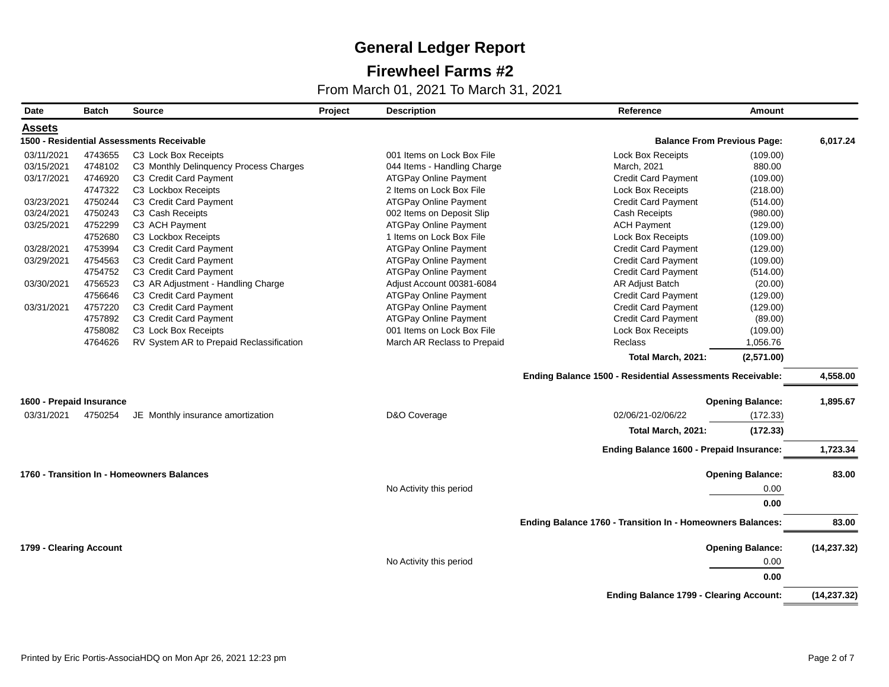# General Ledger Report

## Firewheel Farms #2

From March 01, 2021 To March 31, 2021

| Date | Batch | Source | Project | Description | Reference | Amount | |
|---|---|---|---|---|---|---|---|
| **Assets** | | | | | | | |
| **1500 - Residential Assessments Receivable** | | | | | **Balance From Previous Page:** | | **6,017.24** |
| 03/11/2021 | 4743655 | C3 Lock Box Receipts | | 001 Items on Lock Box File | Lock Box Receipts | (109.00) | |
| 03/15/2021 | 4748102 | C3 Monthly Delinquency Process Charges | | 044 Items - Handling Charge | March, 2021 | 880.00 | |
| 03/17/2021 | 4746920 | C3 Credit Card Payment | | ATGPay Online Payment | Credit Card Payment | (109.00) | |
| | 4747322 | C3 Lockbox Receipts | | 2 Items on Lock Box File | Lock Box Receipts | (218.00) | |
| 03/23/2021 | 4750244 | C3 Credit Card Payment | | ATGPay Online Payment | Credit Card Payment | (514.00) | |
| 03/24/2021 | 4750243 | C3 Cash Receipts | | 002 Items on Deposit Slip | Cash Receipts | (980.00) | |
| 03/25/2021 | 4752299 | C3 ACH Payment | | ATGPay Online Payment | ACH Payment | (129.00) | |
| | 4752680 | C3 Lockbox Receipts | | 1 Items on Lock Box File | Lock Box Receipts | (109.00) | |
| 03/28/2021 | 4753994 | C3 Credit Card Payment | | ATGPay Online Payment | Credit Card Payment | (129.00) | |
| 03/29/2021 | 4754563 | C3 Credit Card Payment | | ATGPay Online Payment | Credit Card Payment | (109.00) | |
| | 4754752 | C3 Credit Card Payment | | ATGPay Online Payment | Credit Card Payment | (514.00) | |
| 03/30/2021 | 4756523 | C3 AR Adjustment - Handling Charge | | Adjust Account 00381-6084 | AR Adjust Batch | (20.00) | |
| | 4756646 | C3 Credit Card Payment | | ATGPay Online Payment | Credit Card Payment | (129.00) | |
| 03/31/2021 | 4757220 | C3 Credit Card Payment | | ATGPay Online Payment | Credit Card Payment | (129.00) | |
| | 4757892 | C3 Credit Card Payment | | ATGPay Online Payment | Credit Card Payment | (89.00) | |
| | 4758082 | C3 Lock Box Receipts | | 001 Items on Lock Box File | Lock Box Receipts | (109.00) | |
| | 4764626 | RV System AR to Prepaid Reclassification | | March AR Reclass to Prepaid | Reclass | 1,056.76 | |
| | | | | | **Total March, 2021:** | **(2,571.00)** | |
| | | | | | **Ending Balance 1500 - Residential Assessments Receivable:** | | **4,558.00** |
| **1600 - Prepaid Insurance** | | | | | **Opening Balance:** | | **1,895.67** |
| 03/31/2021 | 4750254 | JE Monthly insurance amortization | | D&O Coverage | 02/06/21-02/06/22 | (172.33) | |
| | | | | | **Total March, 2021:** | **(172.33)** | |
| | | | | | **Ending Balance 1600 - Prepaid Insurance:** | | **1,723.34** |
| **1760 - Transition In - Homeowners Balances** | | | | | **Opening Balance:** | | **83.00** |
| | | | | No Activity this period | | 0.00 | |
| | | | | | | **0.00** | |
| | | | | | **Ending Balance 1760 - Transition In - Homeowners Balances:** | | **83.00** |
| **1799 - Clearing Account** | | | | | **Opening Balance:** | | **(14,237.32)** |
| | | | | No Activity this period | | 0.00 | |
| | | | | | | **0.00** | |
| | | | | | **Ending Balance 1799 - Clearing Account:** | | **(14,237.32)** |

Printed by Eric Portis-AssociaHDQ on Mon Apr 26, 2021 12:23 pm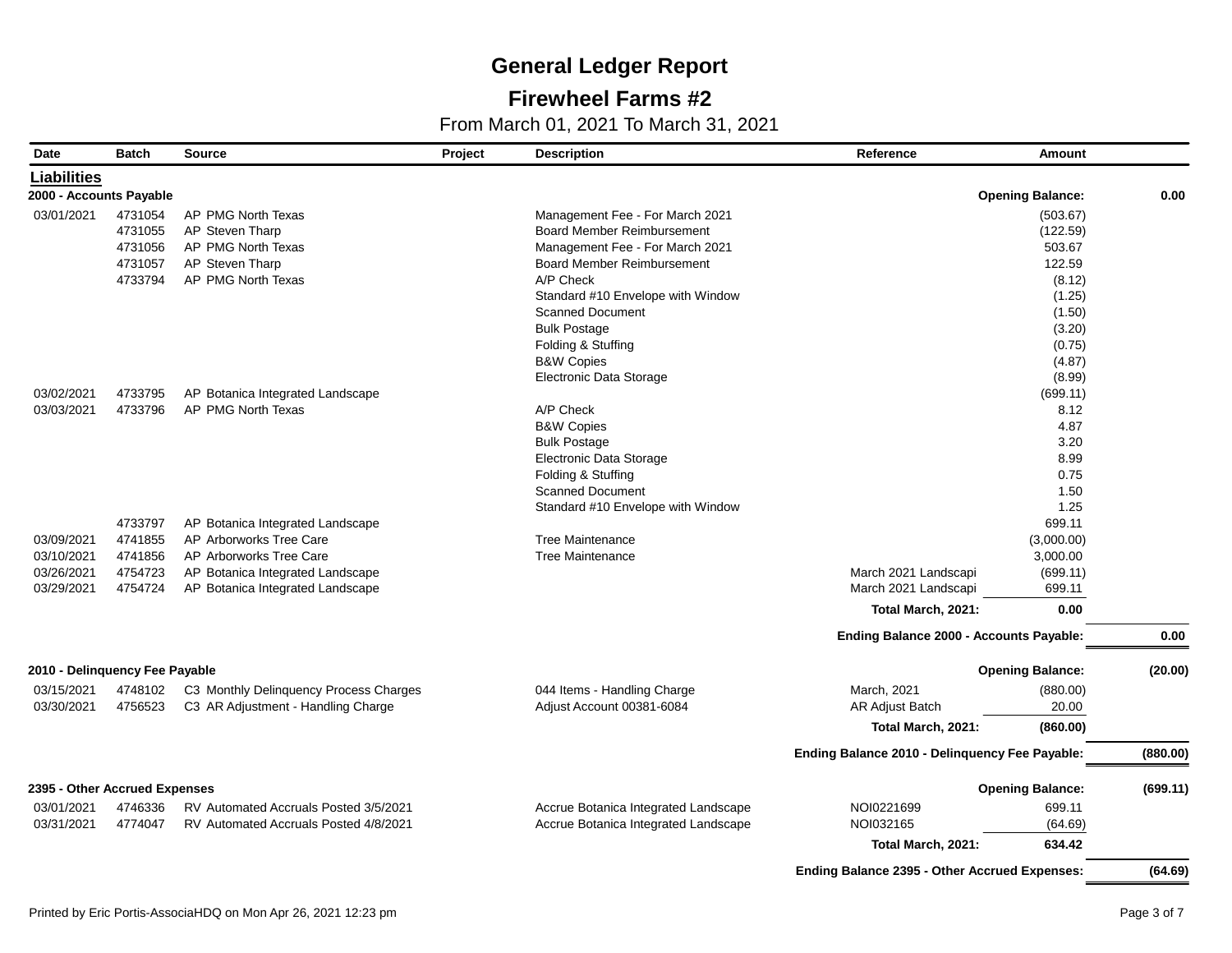# General Ledger Report

## Firewheel Farms #2

From March 01, 2021 To March 31, 2021

| Date | Batch | Source | Project | Description | Reference | Amount | |
|---|---|---|---|---|---|---|---|
| **Liabilities** | | | | | | | |
| **2000 - Accounts Payable** | | | | | | **Opening Balance:** | **0.00** |
| 03/01/2021 | 4731054 | AP PMG North Texas | | Management Fee - For March 2021 | | (503.67) | |
| | 4731055 | AP Steven Tharp | | Board Member Reimbursement | | (122.59) | |
| | 4731056 | AP PMG North Texas | | Management Fee - For March 2021 | | 503.67 | |
| | 4731057 | AP Steven Tharp | | Board Member Reimbursement | | 122.59 | |
| | 4733794 | AP PMG North Texas | | A/P Check | | (8.12) | |
| | | | | Standard #10 Envelope with Window | | (1.25) | |
| | | | | Scanned Document | | (1.50) | |
| | | | | Bulk Postage | | (3.20) | |
| | | | | Folding & Stuffing | | (0.75) | |
| | | | | B&W Copies | | (4.87) | |
| | | | | Electronic Data Storage | | (8.99) | |
| 03/02/2021 | 4733795 | AP Botanica Integrated Landscape | | | | (699.11) | |
| 03/03/2021 | 4733796 | AP PMG North Texas | | A/P Check | | 8.12 | |
| | | | | B&W Copies | | 4.87 | |
| | | | | Bulk Postage | | 3.20 | |
| | | | | Electronic Data Storage | | 8.99 | |
| | | | | Folding & Stuffing | | 0.75 | |
| | | | | Scanned Document | | 1.50 | |
| | | | | Standard #10 Envelope with Window | | 1.25 | |
| | 4733797 | AP Botanica Integrated Landscape | | | | 699.11 | |
| 03/09/2021 | 4741855 | AP Arborworks Tree Care | | Tree Maintenance | | (3,000.00) | |
| 03/10/2021 | 4741856 | AP Arborworks Tree Care | | Tree Maintenance | | 3,000.00 | |
| 03/26/2021 | 4754723 | AP Botanica Integrated Landscape | | | March 2021 Landscapi | (699.11) | |
| 03/29/2021 | 4754724 | AP Botanica Integrated Landscape | | | March 2021 Landscapi | 699.11 | |
| | | | | | **Total March, 2021:** | **0.00** | |
| | | | | | **Ending Balance 2000 - Accounts Payable:** | | **0.00** |
| **2010 - Delinquency Fee Payable** | | | | | | **Opening Balance:** | **(20.00)** |
| 03/15/2021 | 4748102 | C3 Monthly Delinquency Process Charges | | 044 Items - Handling Charge | March, 2021 | (880.00) | |
| 03/30/2021 | 4756523 | C3 AR Adjustment - Handling Charge | | Adjust Account 00381-6084 | AR Adjust Batch | 20.00 | |
| | | | | | **Total March, 2021:** | **(860.00)** | |
| | | | | | **Ending Balance 2010 - Delinquency Fee Payable:** | | **(880.00)** |
| **2395 - Other Accrued Expenses** | | | | | | **Opening Balance:** | **(699.11)** |
| 03/01/2021 | 4746336 | RV Automated Accruals Posted 3/5/2021 | | Accrue Botanica Integrated Landscape | NOI0221699 | 699.11 | |
| 03/31/2021 | 4774047 | RV Automated Accruals Posted 4/8/2021 | | Accrue Botanica Integrated Landscape | NOI032165 | (64.69) | |
| | | | | | **Total March, 2021:** | **634.42** | |
| | | | | | **Ending Balance 2395 - Other Accrued Expenses:** | | **(64.69)** |

Printed by Eric Portis-AssociaHDQ on Mon Apr 26, 2021 12:23 pm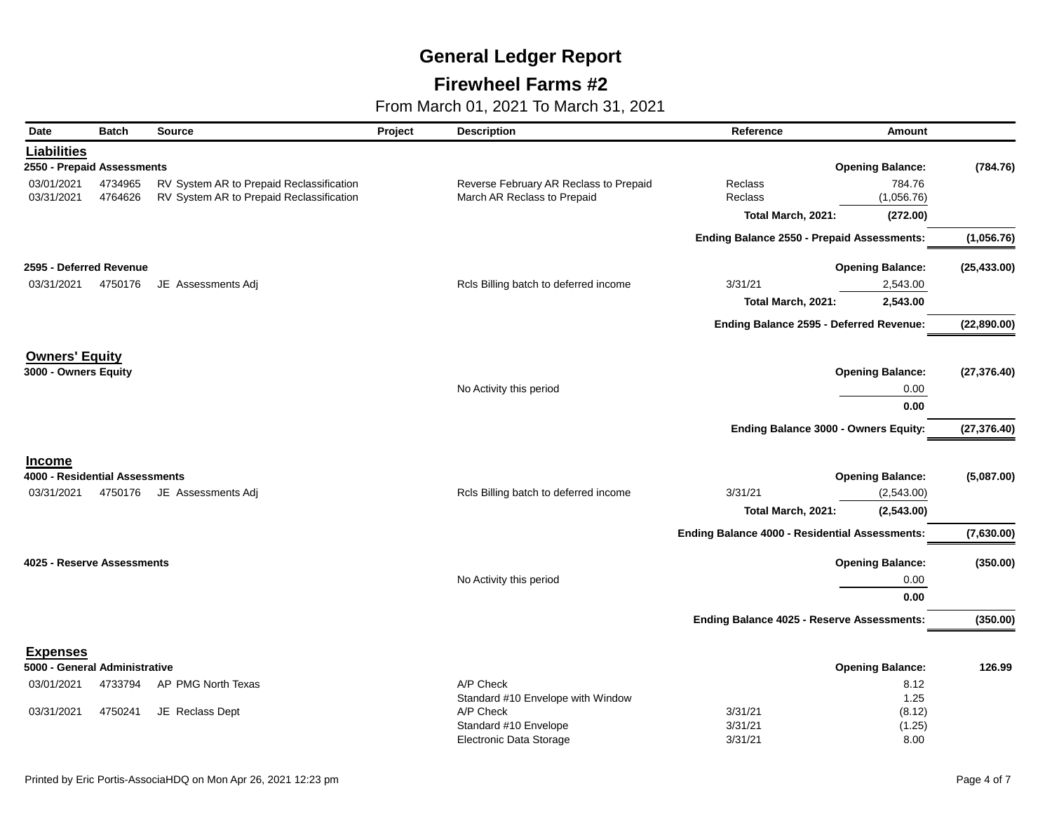# General Ledger Report

## Firewheel Farms #2

From March 01, 2021 To March 31, 2021

| Date | Batch | Source | Project | Description | Reference | Amount | |
|---|---|---|---|---|---|---|---|
| **Liabilities** | | | | | | | |
| **2550 - Prepaid Assessments** | | | | | | **Opening Balance:** | **(784.76)** |
| 03/01/2021 | 4734965 | RV System AR to Prepaid Reclassification | | Reverse February AR Reclass to Prepaid | Reclass | 784.76 | |
| 03/31/2021 | 4764626 | RV System AR to Prepaid Reclassification | | March AR Reclass to Prepaid | Reclass | (1,056.76) | |
| | | | | | **Total March, 2021:** | **(272.00)** | |
| | | | | | **Ending Balance 2550 - Prepaid Assessments:** | | **(1,056.76)** |
| **2595 - Deferred Revenue** | | | | | | **Opening Balance:** | **(25,433.00)** |
| 03/31/2021 | 4750176 | JE Assessments Adj | | Rcls Billing batch to deferred income | 3/31/21 | 2,543.00 | |
| | | | | | **Total March, 2021:** | **2,543.00** | |
| | | | | | **Ending Balance 2595 - Deferred Revenue:** | | **(22,890.00)** |
| **Owners' Equity** | | | | | | | |
| **3000 - Owners Equity** | | | | | | **Opening Balance:** | **(27,376.40)** |
| | | | | No Activity this period | | 0.00 | |
| | | | | | | **0.00** | |
| | | | | | **Ending Balance 3000 - Owners Equity:** | | **(27,376.40)** |
| **Income** | | | | | | | |
| **4000 - Residential Assessments** | | | | | | **Opening Balance:** | **(5,087.00)** |
| 03/31/2021 | 4750176 | JE Assessments Adj | | Rcls Billing batch to deferred income | 3/31/21 | (2,543.00) | |
| | | | | | **Total March, 2021:** | **(2,543.00)** | |
| | | | | | **Ending Balance 4000 - Residential Assessments:** | | **(7,630.00)** |
| **4025 - Reserve Assessments** | | | | | | **Opening Balance:** | **(350.00)** |
| | | | | No Activity this period | | 0.00 | |
| | | | | | | **0.00** | |
| | | | | | **Ending Balance 4025 - Reserve Assessments:** | | **(350.00)** |
| **Expenses** | | | | | | | |
| **5000 - General Administrative** | | | | | | **Opening Balance:** | **126.99** |
| 03/01/2021 | 4733794 | AP PMG North Texas | | A/P Check | | 8.12 | |
| | | | | Standard #10 Envelope with Window | | 1.25 | |
| 03/31/2021 | 4750241 | JE Reclass Dept | | A/P Check | 3/31/21 | (8.12) | |
| | | | | Standard #10 Envelope | 3/31/21 | (1.25) | |
| | | | | Electronic Data Storage | 3/31/21 | 8.00 | |

Printed by Eric Portis-AssociaHDQ on Mon Apr 26, 2021 12:23 pm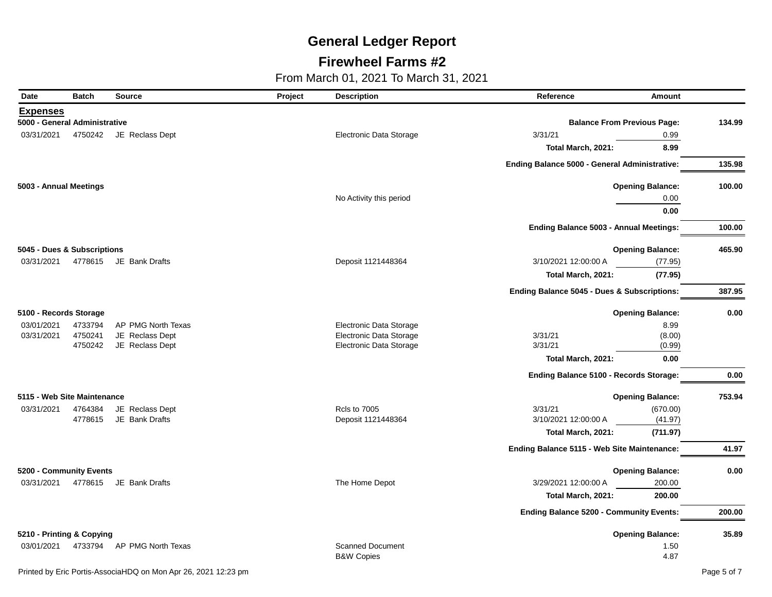# General Ledger Report

## Firewheel Farms #2

From March 01, 2021 To March 31, 2021

| Date | Batch | Source | Project | Description | Reference | Amount | |
|---|---|---|---|---|---|---|---|
| **Expenses** | | | | | | | |
| **5000 - General Administrative** | | | | | **Balance From Previous Page:** | | **134.99** |
| 03/31/2021 | 4750242 | JE Reclass Dept | | Electronic Data Storage | 3/31/21 | 0.99 | |
| | | | | | **Total March, 2021:** | **8.99** | |
| | | | | | **Ending Balance 5000 - General Administrative:** | | **135.98** |
| **5003 - Annual Meetings** | | | | | **Opening Balance:** | | **100.00** |
| | | | | No Activity this period | | 0.00 | |
| | | | | | | **0.00** | |
| | | | | | **Ending Balance 5003 - Annual Meetings:** | | **100.00** |
| **5045 - Dues & Subscriptions** | | | | | **Opening Balance:** | | **465.90** |
| 03/31/2021 | 4778615 | JE Bank Drafts | | Deposit 1121448364 | 3/10/2021 12:00:00 A | (77.95) | |
| | | | | | **Total March, 2021:** | **(77.95)** | |
| | | | | | **Ending Balance 5045 - Dues & Subscriptions:** | | **387.95** |
| **5100 - Records Storage** | | | | | **Opening Balance:** | | **0.00** |
| 03/01/2021 | 4733794 | AP PMG North Texas | | Electronic Data Storage | | 8.99 | |
| 03/31/2021 | 4750241 | JE Reclass Dept | | Electronic Data Storage | 3/31/21 | (8.00) | |
| | 4750242 | JE Reclass Dept | | Electronic Data Storage | 3/31/21 | (0.99) | |
| | | | | | **Total March, 2021:** | **0.00** | |
| | | | | | **Ending Balance 5100 - Records Storage:** | | **0.00** |
| **5115 - Web Site Maintenance** | | | | | **Opening Balance:** | | **753.94** |
| 03/31/2021 | 4764384 | JE Reclass Dept | | Rcls to 7005 | 3/31/21 | (670.00) | |
| | 4778615 | JE Bank Drafts | | Deposit 1121448364 | 3/10/2021 12:00:00 A | (41.97) | |
| | | | | | **Total March, 2021:** | **(711.97)** | |
| | | | | | **Ending Balance 5115 - Web Site Maintenance:** | | **41.97** |
| **5200 - Community Events** | | | | | **Opening Balance:** | | **0.00** |
| 03/31/2021 | 4778615 | JE Bank Drafts | | The Home Depot | 3/29/2021 12:00:00 A | 200.00 | |
| | | | | | **Total March, 2021:** | **200.00** | |
| | | | | | **Ending Balance 5200 - Community Events:** | | **200.00** |
| **5210 - Printing & Copying** | | | | | **Opening Balance:** | | **35.89** |
| 03/01/2021 | 4733794 | AP PMG North Texas | | Scanned Document | | 1.50 | |
| | | | | B&W Copies | | 4.87 | |

Printed by Eric Portis-AssociaHDQ on Mon Apr 26, 2021 12:23 pm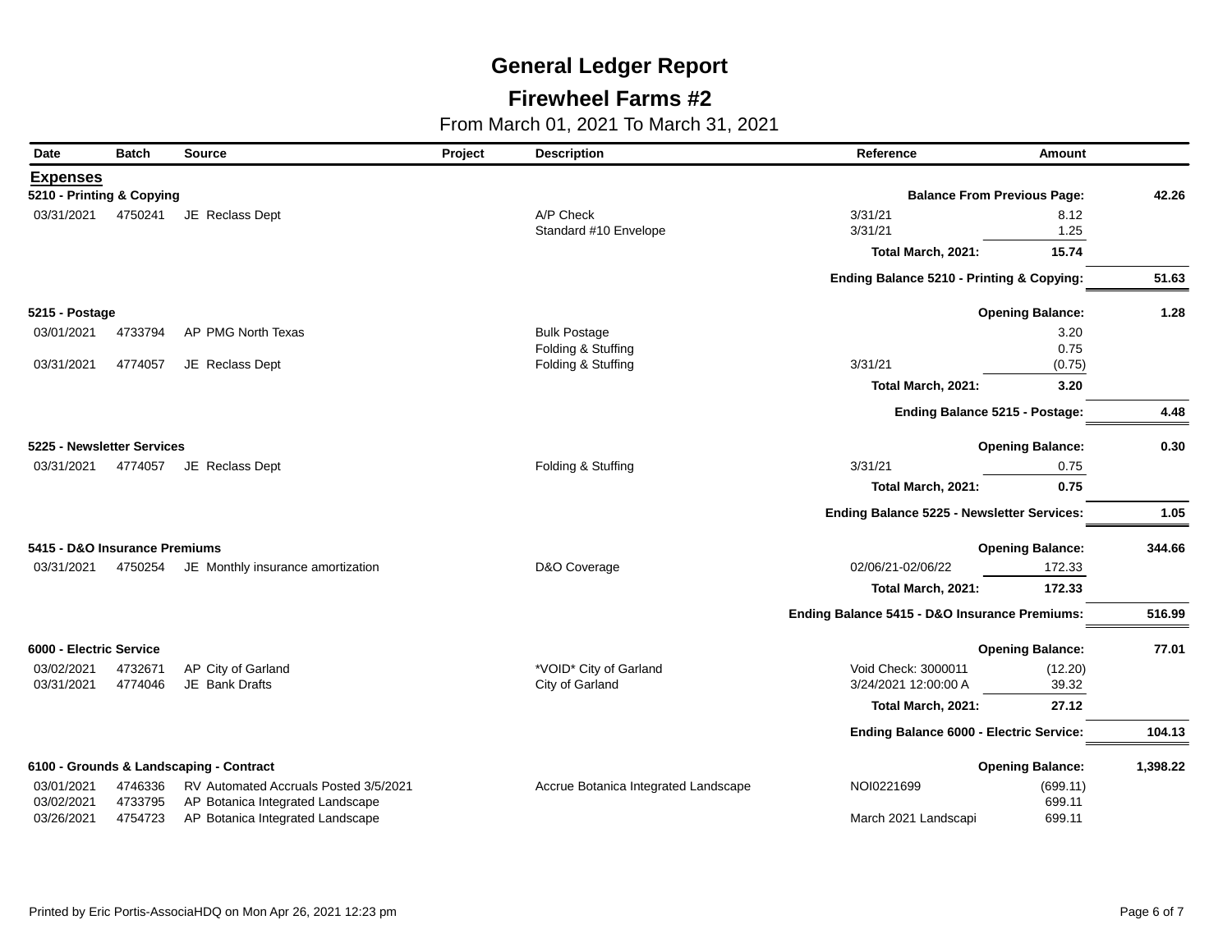# General Ledger Report

## Firewheel Farms #2

From March 01, 2021 To March 31, 2021

| Date | Batch | Source | Project | Description | Reference | Amount | |
|---|---|---|---|---|---|---|---|
| **Expenses** | | | | | | | |
| **5210 - Printing & Copying** | | | | | **Balance From Previous Page:** | | **42.26** |
| 03/31/2021 | 4750241 | JE Reclass Dept | | A/P Check | 3/31/21 | 8.12 | |
| | | | | Standard #10 Envelope | 3/31/21 | 1.25 | |
| | | | | | **Total March, 2021:** | **15.74** | |
| | | | | | **Ending Balance 5210 - Printing & Copying:** | | **51.63** |
| **5215 - Postage** | | | | | **Opening Balance:** | | **1.28** |
| 03/01/2021 | 4733794 | AP PMG North Texas | | Bulk Postage | | 3.20 | |
| | | | | Folding & Stuffing | | 0.75 | |
| 03/31/2021 | 4774057 | JE Reclass Dept | | Folding & Stuffing | 3/31/21 | (0.75) | |
| | | | | | **Total March, 2021:** | **3.20** | |
| | | | | | **Ending Balance 5215 - Postage:** | | **4.48** |
| **5225 - Newsletter Services** | | | | | **Opening Balance:** | | **0.30** |
| 03/31/2021 | 4774057 | JE Reclass Dept | | Folding & Stuffing | 3/31/21 | 0.75 | |
| | | | | | **Total March, 2021:** | **0.75** | |
| | | | | | **Ending Balance 5225 - Newsletter Services:** | | **1.05** |
| **5415 - D&O Insurance Premiums** | | | | | **Opening Balance:** | | **344.66** |
| 03/31/2021 | 4750254 | JE Monthly insurance amortization | | D&O Coverage | 02/06/21-02/06/22 | 172.33 | |
| | | | | | **Total March, 2021:** | **172.33** | |
| | | | | | **Ending Balance 5415 - D&O Insurance Premiums:** | | **516.99** |
| **6000 - Electric Service** | | | | | **Opening Balance:** | | **77.01** |
| 03/02/2021 | 4732671 | AP City of Garland | | *VOID* City of Garland | Void Check: 3000011 | (12.20) | |
| 03/31/2021 | 4774046 | JE Bank Drafts | | City of Garland | 3/24/2021 12:00:00 A | 39.32 | |
| | | | | | **Total March, 2021:** | **27.12** | |
| | | | | | **Ending Balance 6000 - Electric Service:** | | **104.13** |
| **6100 - Grounds & Landscaping - Contract** | | | | | **Opening Balance:** | | **1,398.22** |
| 03/01/2021 | 4746336 | RV Automated Accruals Posted 3/5/2021 | | Accrue Botanica Integrated Landscape | NOI0221699 | (699.11) | |
| 03/02/2021 | 4733795 | AP Botanica Integrated Landscape | | | | 699.11 | |
| 03/26/2021 | 4754723 | AP Botanica Integrated Landscape | | | March 2021 Landscapi | 699.11 | |

Printed by Eric Portis-AssociaHDQ on Mon Apr 26, 2021 12:23 pm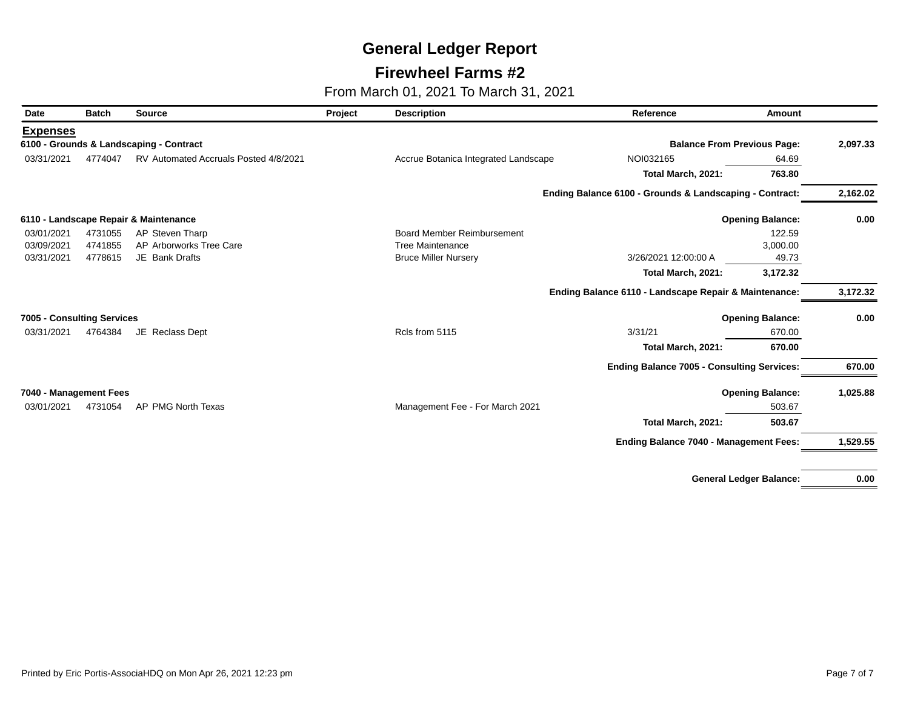# General Ledger Report

## Firewheel Farms #2

From March 01, 2021 To March 31, 2021

| Date | Batch | Source | Project | Description | Reference | Amount | |
|---|---|---|---|---|---|---|---|
| **Expenses** | | | | | | | |
| **6100 - Grounds & Landscaping - Contract** | | | | | | **Balance From Previous Page:** | **2,097.33** |
| 03/31/2021 | 4774047 | RV Automated Accruals Posted 4/8/2021 | | Accrue Botanica Integrated Landscape | NOI032165 | 64.69 | |
| | | | | | **Total March, 2021:** | **763.80** | |
| | | | | | | **Ending Balance 6100 - Grounds & Landscaping - Contract:** | **2,162.02** |
| **6110 - Landscape Repair & Maintenance** | | | | | | **Opening Balance:** | **0.00** |
| 03/01/2021 | 4731055 | AP Steven Tharp | | Board Member Reimbursement | | 122.59 | |
| 03/09/2021 | 4741855 | AP Arborworks Tree Care | | Tree Maintenance | | 3,000.00 | |
| 03/31/2021 | 4778615 | JE Bank Drafts | | Bruce Miller Nursery | 3/26/2021 12:00:00 A | 49.73 | |
| | | | | | **Total March, 2021:** | **3,172.32** | |
| | | | | | | **Ending Balance 6110 - Landscape Repair & Maintenance:** | **3,172.32** |
| **7005 - Consulting Services** | | | | | | **Opening Balance:** | **0.00** |
| 03/31/2021 | 4764384 | JE Reclass Dept | | Rcls from 5115 | 3/31/21 | 670.00 | |
| | | | | | **Total March, 2021:** | **670.00** | |
| | | | | | | **Ending Balance 7005 - Consulting Services:** | **670.00** |
| **7040 - Management Fees** | | | | | | **Opening Balance:** | **1,025.88** |
| 03/01/2021 | 4731054 | AP PMG North Texas | | Management Fee - For March 2021 | | 503.67 | |
| | | | | | **Total March, 2021:** | **503.67** | |
| | | | | | | **Ending Balance 7040 - Management Fees:** | **1,529.55** |
| | | | | | | **General Ledger Balance:** | **0.00** |

Printed by Eric Portis-AssociaHDQ on Mon Apr 26, 2021 12:23 pm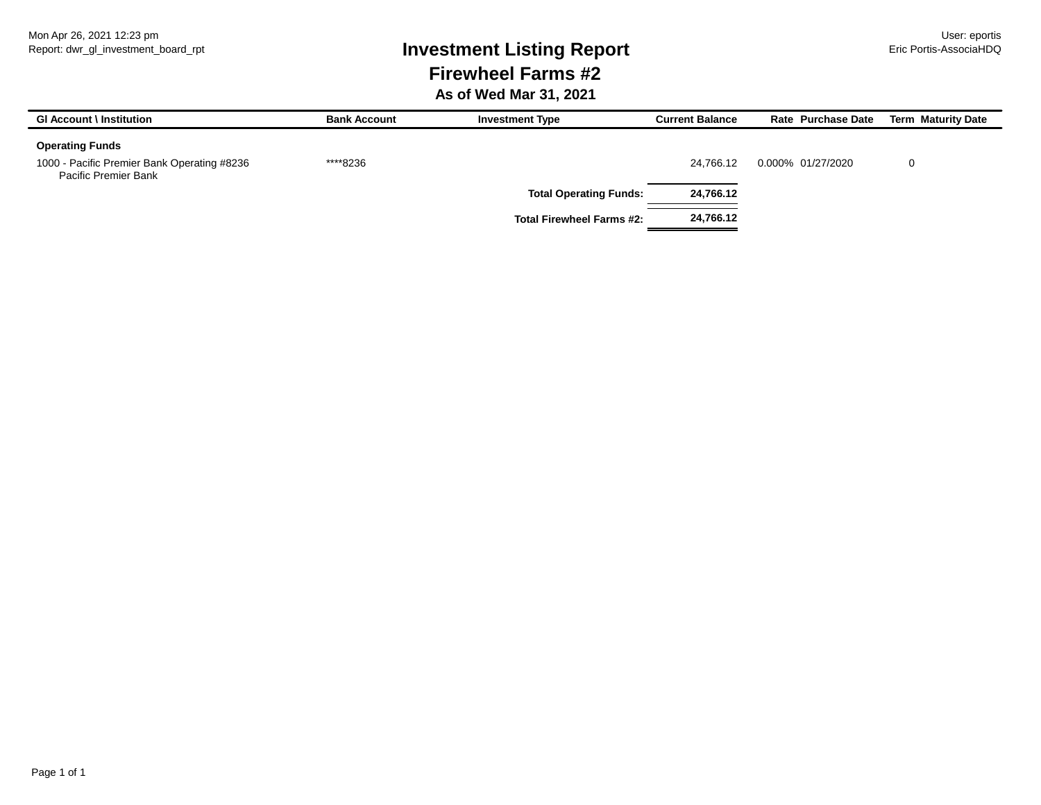Mon Apr 26, 2021 12:23 pm
Report: dwr_gl_investment_board_rpt

User: eportis
Eric Portis-AssociaHDQ

# Investment Listing Report

## Firewheel Farms #2

### As of Wed Mar 31, 2021

| Gl Account \ Institution | Bank Account | Investment Type | Current Balance | Rate | Purchase Date | Term | Maturity Date |
|---|---|---|---|---|---|---|---|
| **Operating Funds** | | | | | | | |
| 1000 - Pacific Premier Bank Operating #8236<br>Pacific Premier Bank | ****8236 | | 24,766.12 | 0.000% | 01/27/2020 | 0 | |
| | | **Total Operating Funds:** | **24,766.12** | | | | |
| | | **Total Firewheel Farms #2:** | **24,766.12** | | | | |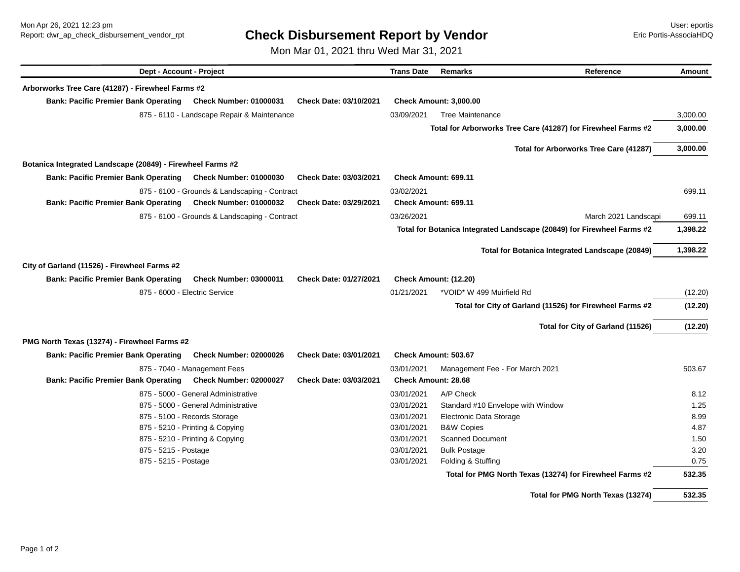Mon Apr 26, 2021 12:23 pm
Report: dwr_ap_check_disbursement_vendor_rpt

User: eportis
Eric Portis-AssociaHDQ

# Check Disbursement Report by Vendor

Mon Mar 01, 2021 thru Wed Mar 31, 2021

| Dept - Account - Project | Trans Date | Remarks | Reference | Amount |
|---|---|---|---|---|
| **Arborworks Tree Care (41287) - Firewheel Farms #2** | | | | |
| **Bank: Pacific Premier Bank Operating   Check Number: 01000031   Check Date: 03/10/2021** | **Check Amount: 3,000.00** | | | |
| 875 - 6110 - Landscape Repair & Maintenance | 03/09/2021 | Tree Maintenance | | 3,000.00 |
| | | **Total for Arborworks Tree Care (41287) for Firewheel Farms #2** | | **3,000.00** |
| | | **Total for Arborworks Tree Care (41287)** | | **3,000.00** |
| **Botanica Integrated Landscape (20849) - Firewheel Farms #2** | | | | |
| **Bank: Pacific Premier Bank Operating   Check Number: 01000030   Check Date: 03/03/2021** | **Check Amount: 699.11** | | | |
| 875 - 6100 - Grounds & Landscaping - Contract | 03/02/2021 | | | 699.11 |
| **Bank: Pacific Premier Bank Operating   Check Number: 01000032   Check Date: 03/29/2021** | **Check Amount: 699.11** | | | |
| 875 - 6100 - Grounds & Landscaping - Contract | 03/26/2021 | | March 2021 Landscapi | 699.11 |
| | | **Total for Botanica Integrated Landscape (20849) for Firewheel Farms #2** | | **1,398.22** |
| | | **Total for Botanica Integrated Landscape (20849)** | | **1,398.22** |
| **City of Garland (11526) - Firewheel Farms #2** | | | | |
| **Bank: Pacific Premier Bank Operating   Check Number: 03000011   Check Date: 01/27/2021** | **Check Amount: (12.20)** | | | |
| 875 - 6000 - Electric Service | 01/21/2021 | *VOID* W 499 Muirfield Rd | | (12.20) |
| | | **Total for City of Garland (11526) for Firewheel Farms #2** | | **(12.20)** |
| | | **Total for City of Garland (11526)** | | **(12.20)** |
| **PMG North Texas (13274) - Firewheel Farms #2** | | | | |
| **Bank: Pacific Premier Bank Operating   Check Number: 02000026   Check Date: 03/01/2021** | **Check Amount: 503.67** | | | |
| 875 - 7040 - Management Fees | 03/01/2021 | Management Fee - For March 2021 | | 503.67 |
| **Bank: Pacific Premier Bank Operating   Check Number: 02000027   Check Date: 03/03/2021** | **Check Amount: 28.68** | | | |
| 875 - 5000 - General Administrative | 03/01/2021 | A/P Check | | 8.12 |
| 875 - 5000 - General Administrative | 03/01/2021 | Standard #10 Envelope with Window | | 1.25 |
| 875 - 5100 - Records Storage | 03/01/2021 | Electronic Data Storage | | 8.99 |
| 875 - 5210 - Printing & Copying | 03/01/2021 | B&W Copies | | 4.87 |
| 875 - 5210 - Printing & Copying | 03/01/2021 | Scanned Document | | 1.50 |
| 875 - 5215 - Postage | 03/01/2021 | Bulk Postage | | 3.20 |
| 875 - 5215 - Postage | 03/01/2021 | Folding & Stuffing | | 0.75 |
| | | **Total for PMG North Texas (13274) for Firewheel Farms #2** | | **532.35** |
| | | **Total for PMG North Texas (13274)** | | **532.35** |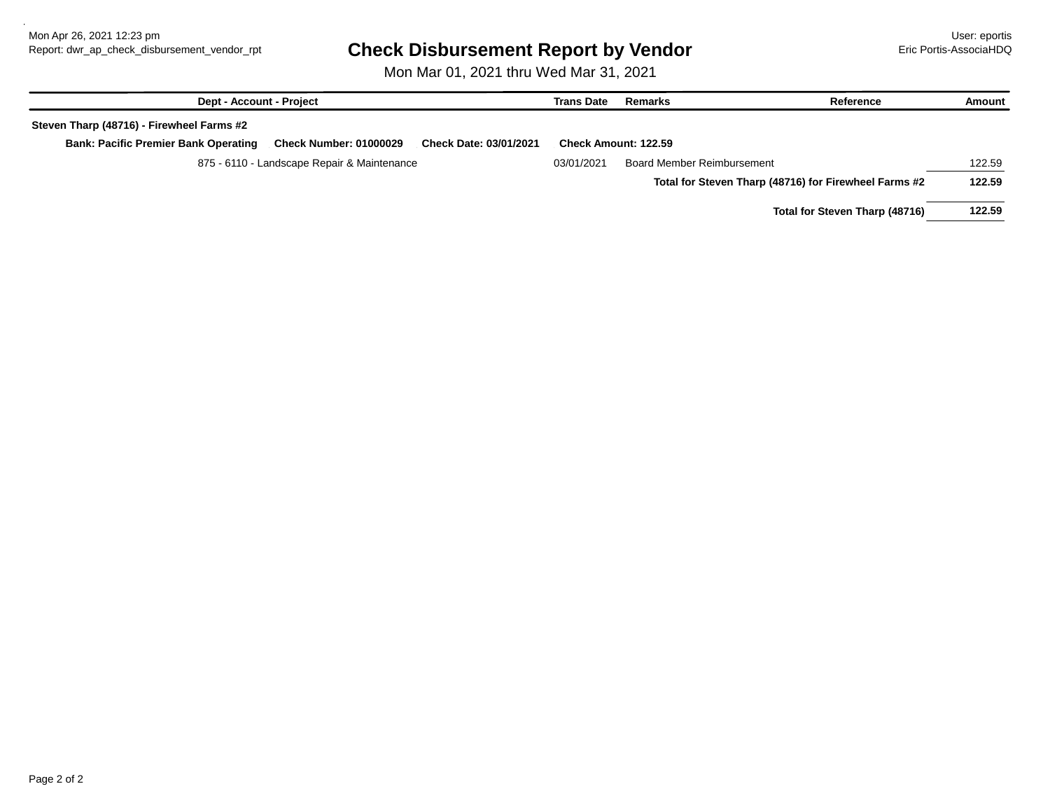Mon Apr 26, 2021 12:23 pm
Report: dwr_ap_check_disbursement_vendor_rpt

User: eportis
Eric Portis-AssociaHDQ

# Check Disbursement Report by Vendor

Mon Mar 01, 2021 thru Wed Mar 31, 2021

| Dept - Account - Project | Trans Date | Remarks | Reference | Amount |
|---|---|---|---|---|
| **Steven Tharp (48716) - Firewheel Farms #2** | | | | |
| **Bank: Pacific Premier Bank Operating  Check Number: 01000029  Check Date: 03/01/2021  Check Amount: 122.59** | | | | |
| 875 - 6110 - Landscape Repair & Maintenance | 03/01/2021 | Board Member Reimbursement | | 122.59 |
| | | **Total for Steven Tharp (48716) for Firewheel Farms #2** | | **122.59** |
| | | **Total for Steven Tharp (48716)** | | **122.59** |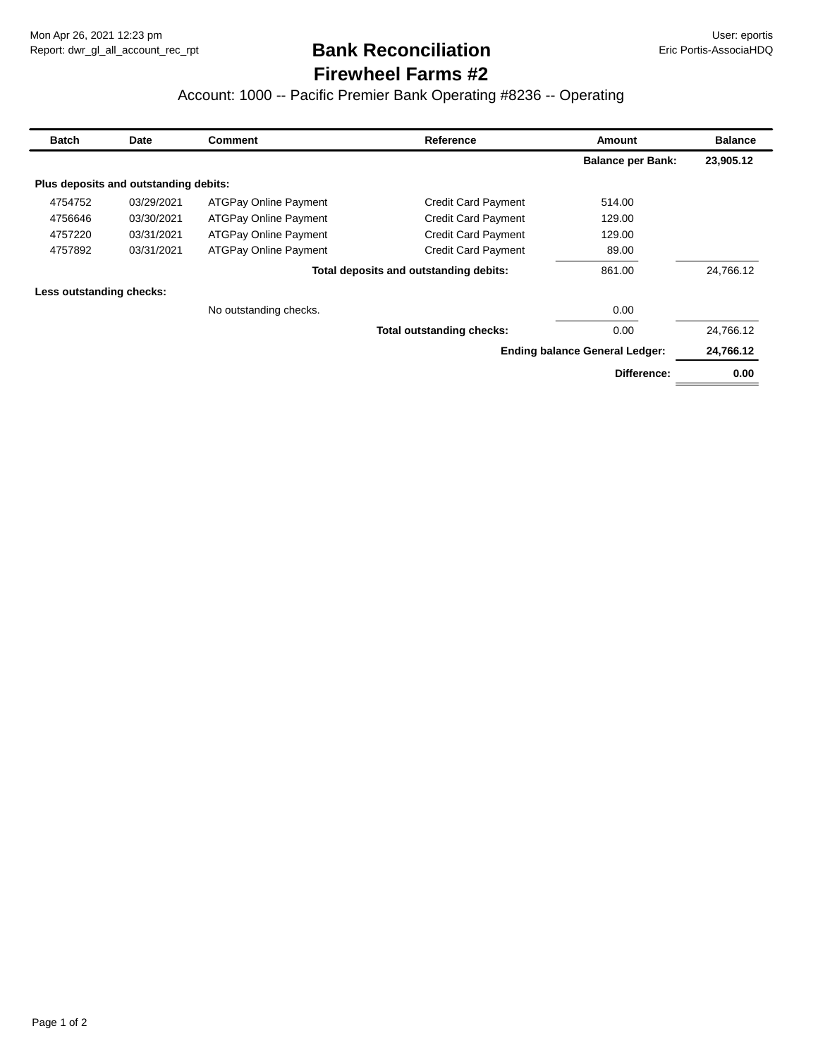Mon Apr 26, 2021 12:23 pm
Report: dwr_gl_all_account_rec_rpt

User: eportis
Eric Portis-AssociaHDQ

# Bank Reconciliation
# Firewheel Farms #2

## Account: 1000 -- Pacific Premier Bank Operating #8236 -- Operating

| Batch | Date | Comment | Reference | Amount | Balance |
|---|---|---|---|---|---|
| | | | | **Balance per Bank:** | **23,905.12** |
| **Plus deposits and outstanding debits:** | | | | | |
| 4754752 | 03/29/2021 | ATGPay Online Payment | Credit Card Payment | 514.00 | |
| 4756646 | 03/30/2021 | ATGPay Online Payment | Credit Card Payment | 129.00 | |
| 4757220 | 03/31/2021 | ATGPay Online Payment | Credit Card Payment | 129.00 | |
| 4757892 | 03/31/2021 | ATGPay Online Payment | Credit Card Payment | 89.00 | |
| | | | **Total deposits and outstanding debits:** | 861.00 | 24,766.12 |
| **Less outstanding checks:** | | | | | |
| | | No outstanding checks. | | 0.00 | |
| | | | **Total outstanding checks:** | 0.00 | 24,766.12 |
| | | | | **Ending balance General Ledger:** | **24,766.12** |
| | | | | **Difference:** | **0.00** |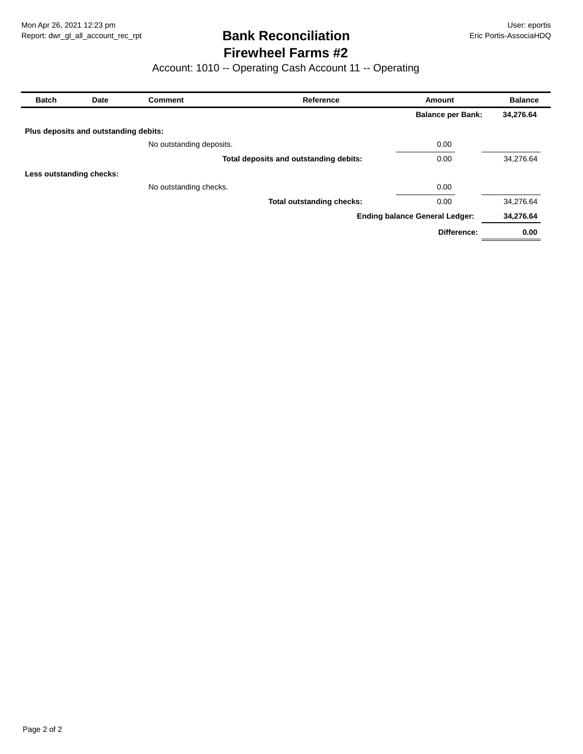Mon Apr 26, 2021 12:23 pm
Report: dwr_gl_all_account_rec_rpt

User: eportis
Eric Portis-AssociaHDQ

# Bank Reconciliation
## Firewheel Farms #2

Account: 1010 -- Operating Cash Account 11 -- Operating

| Batch | Date | Comment | Reference | Amount | Balance |
|---|---|---|---|---|---|
| | | | | **Balance per Bank:** | **34,276.64** |
| **Plus deposits and outstanding debits:** | | | | | |
| | | No outstanding deposits. | | 0.00 | |
| | | | **Total deposits and outstanding debits:** | 0.00 | 34,276.64 |
| **Less outstanding checks:** | | | | | |
| | | No outstanding checks. | | 0.00 | |
| | | | **Total outstanding checks:** | 0.00 | 34,276.64 |
| | | | | **Ending balance General Ledger:** | **34,276.64** |
| | | | | **Difference:** | **0.00** |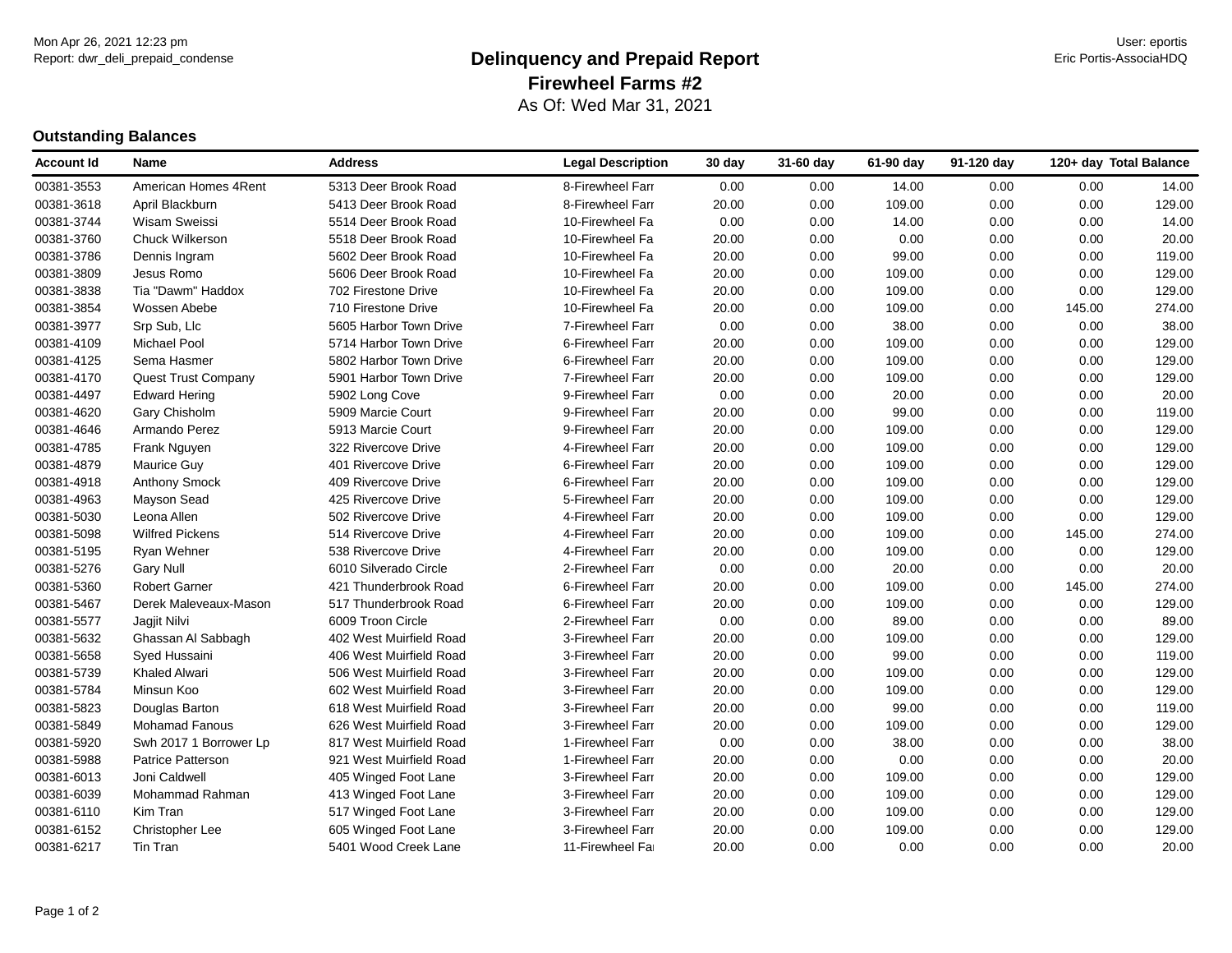Mon Apr 26, 2021 12:23 pm
Report: dwr_deli_prepaid_condense

User: eportis
Eric Portis-AssociaHDQ

# Delinquency and Prepaid Report

## Firewheel Farms #2

As Of: Wed Mar 31, 2021

### Outstanding Balances

| Account Id | Name | Address | Legal Description | 30 day | 31-60 day | 61-90 day | 91-120 day | 120+ day | Total Balance |
|---|---|---|---|---|---|---|---|---|---|
| 00381-3553 | American Homes 4Rent | 5313 Deer Brook Road | 8-Firewheel Farr | 0.00 | 0.00 | 14.00 | 0.00 | 0.00 | 14.00 |
| 00381-3618 | April Blackburn | 5413 Deer Brook Road | 8-Firewheel Farr | 20.00 | 0.00 | 109.00 | 0.00 | 0.00 | 129.00 |
| 00381-3744 | Wisam Sweissi | 5514 Deer Brook Road | 10-Firewheel Fa | 0.00 | 0.00 | 14.00 | 0.00 | 0.00 | 14.00 |
| 00381-3760 | Chuck Wilkerson | 5518 Deer Brook Road | 10-Firewheel Fa | 20.00 | 0.00 | 0.00 | 0.00 | 0.00 | 20.00 |
| 00381-3786 | Dennis Ingram | 5602 Deer Brook Road | 10-Firewheel Fa | 20.00 | 0.00 | 99.00 | 0.00 | 0.00 | 119.00 |
| 00381-3809 | Jesus Romo | 5606 Deer Brook Road | 10-Firewheel Fa | 20.00 | 0.00 | 109.00 | 0.00 | 0.00 | 129.00 |
| 00381-3838 | Tia "Dawm" Haddox | 702 Firestone Drive | 10-Firewheel Fa | 20.00 | 0.00 | 109.00 | 0.00 | 0.00 | 129.00 |
| 00381-3854 | Wossen Abebe | 710 Firestone Drive | 10-Firewheel Fa | 20.00 | 0.00 | 109.00 | 0.00 | 145.00 | 274.00 |
| 00381-3977 | Srp Sub, Llc | 5605 Harbor Town Drive | 7-Firewheel Farr | 0.00 | 0.00 | 38.00 | 0.00 | 0.00 | 38.00 |
| 00381-4109 | Michael Pool | 5714 Harbor Town Drive | 6-Firewheel Farr | 20.00 | 0.00 | 109.00 | 0.00 | 0.00 | 129.00 |
| 00381-4125 | Sema Hasmer | 5802 Harbor Town Drive | 6-Firewheel Farr | 20.00 | 0.00 | 109.00 | 0.00 | 0.00 | 129.00 |
| 00381-4170 | Quest Trust Company | 5901 Harbor Town Drive | 7-Firewheel Farr | 20.00 | 0.00 | 109.00 | 0.00 | 0.00 | 129.00 |
| 00381-4497 | Edward Hering | 5902 Long Cove | 9-Firewheel Farr | 0.00 | 0.00 | 20.00 | 0.00 | 0.00 | 20.00 |
| 00381-4620 | Gary Chisholm | 5909 Marcie Court | 9-Firewheel Farr | 20.00 | 0.00 | 99.00 | 0.00 | 0.00 | 119.00 |
| 00381-4646 | Armando Perez | 5913 Marcie Court | 9-Firewheel Farr | 20.00 | 0.00 | 109.00 | 0.00 | 0.00 | 129.00 |
| 00381-4785 | Frank Nguyen | 322 Rivercove Drive | 4-Firewheel Farr | 20.00 | 0.00 | 109.00 | 0.00 | 0.00 | 129.00 |
| 00381-4879 | Maurice Guy | 401 Rivercove Drive | 6-Firewheel Farr | 20.00 | 0.00 | 109.00 | 0.00 | 0.00 | 129.00 |
| 00381-4918 | Anthony Smock | 409 Rivercove Drive | 6-Firewheel Farr | 20.00 | 0.00 | 109.00 | 0.00 | 0.00 | 129.00 |
| 00381-4963 | Mayson Sead | 425 Rivercove Drive | 5-Firewheel Farr | 20.00 | 0.00 | 109.00 | 0.00 | 0.00 | 129.00 |
| 00381-5030 | Leona Allen | 502 Rivercove Drive | 4-Firewheel Farr | 20.00 | 0.00 | 109.00 | 0.00 | 0.00 | 129.00 |
| 00381-5098 | Wilfred Pickens | 514 Rivercove Drive | 4-Firewheel Farr | 20.00 | 0.00 | 109.00 | 0.00 | 145.00 | 274.00 |
| 00381-5195 | Ryan Wehner | 538 Rivercove Drive | 4-Firewheel Farr | 20.00 | 0.00 | 109.00 | 0.00 | 0.00 | 129.00 |
| 00381-5276 | Gary Null | 6010 Silverado Circle | 2-Firewheel Farr | 0.00 | 0.00 | 20.00 | 0.00 | 0.00 | 20.00 |
| 00381-5360 | Robert Garner | 421 Thunderbrook Road | 6-Firewheel Farr | 20.00 | 0.00 | 109.00 | 0.00 | 145.00 | 274.00 |
| 00381-5467 | Derek Maleveaux-Mason | 517 Thunderbrook Road | 6-Firewheel Farr | 20.00 | 0.00 | 109.00 | 0.00 | 0.00 | 129.00 |
| 00381-5577 | Jagjit Nilvi | 6009 Troon Circle | 2-Firewheel Farr | 0.00 | 0.00 | 89.00 | 0.00 | 0.00 | 89.00 |
| 00381-5632 | Ghassan Al Sabbagh | 402 West Muirfield Road | 3-Firewheel Farr | 20.00 | 0.00 | 109.00 | 0.00 | 0.00 | 129.00 |
| 00381-5658 | Syed Hussaini | 406 West Muirfield Road | 3-Firewheel Farr | 20.00 | 0.00 | 99.00 | 0.00 | 0.00 | 119.00 |
| 00381-5739 | Khaled Alwari | 506 West Muirfield Road | 3-Firewheel Farr | 20.00 | 0.00 | 109.00 | 0.00 | 0.00 | 129.00 |
| 00381-5784 | Minsun Koo | 602 West Muirfield Road | 3-Firewheel Farr | 20.00 | 0.00 | 109.00 | 0.00 | 0.00 | 129.00 |
| 00381-5823 | Douglas Barton | 618 West Muirfield Road | 3-Firewheel Farr | 20.00 | 0.00 | 99.00 | 0.00 | 0.00 | 119.00 |
| 00381-5849 | Mohamad Fanous | 626 West Muirfield Road | 3-Firewheel Farr | 20.00 | 0.00 | 109.00 | 0.00 | 0.00 | 129.00 |
| 00381-5920 | Swh 2017 1 Borrower Lp | 817 West Muirfield Road | 1-Firewheel Farr | 0.00 | 0.00 | 38.00 | 0.00 | 0.00 | 38.00 |
| 00381-5988 | Patrice Patterson | 921 West Muirfield Road | 1-Firewheel Farr | 20.00 | 0.00 | 0.00 | 0.00 | 0.00 | 20.00 |
| 00381-6013 | Joni Caldwell | 405 Winged Foot Lane | 3-Firewheel Farr | 20.00 | 0.00 | 109.00 | 0.00 | 0.00 | 129.00 |
| 00381-6039 | Mohammad Rahman | 413 Winged Foot Lane | 3-Firewheel Farr | 20.00 | 0.00 | 109.00 | 0.00 | 0.00 | 129.00 |
| 00381-6110 | Kim Tran | 517 Winged Foot Lane | 3-Firewheel Farr | 20.00 | 0.00 | 109.00 | 0.00 | 0.00 | 129.00 |
| 00381-6152 | Christopher Lee | 605 Winged Foot Lane | 3-Firewheel Farr | 20.00 | 0.00 | 109.00 | 0.00 | 0.00 | 129.00 |
| 00381-6217 | Tin Tran | 5401 Wood Creek Lane | 11-Firewheel Fa | 20.00 | 0.00 | 0.00 | 0.00 | 0.00 | 20.00 |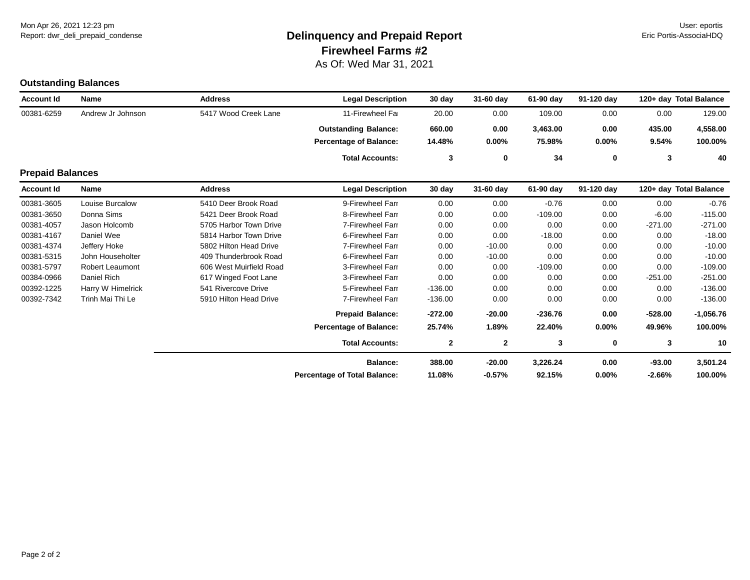Mon Apr 26, 2021 12:23 pm
Report: dwr_deli_prepaid_condense

User: eportis
Eric Portis-AssociaHDQ

# Delinquency and Prepaid Report
## Firewheel Farms #2
As Of: Wed Mar 31, 2021

### Outstanding Balances

| Account Id | Name | Address | Legal Description | 30 day | 31-60 day | 61-90 day | 91-120 day | 120+ day | Total Balance |
|---|---|---|---|---|---|---|---|---|---|
| 00381-6259 | Andrew Jr Johnson | 5417 Wood Creek Lane | 11-Firewheel Fa | 20.00 | 0.00 | 109.00 | 0.00 | 0.00 | 129.00 |
| | | | **Outstanding Balance:** | **660.00** | **0.00** | **3,463.00** | **0.00** | **435.00** | **4,558.00** |
| | | | **Percentage of Balance:** | **14.48%** | **0.00%** | **75.98%** | **0.00%** | **9.54%** | **100.00%** |
| | | | **Total Accounts:** | **3** | **0** | **34** | **0** | **3** | **40** |

### Prepaid Balances

| Account Id | Name | Address | Legal Description | 30 day | 31-60 day | 61-90 day | 91-120 day | 120+ day | Total Balance |
|---|---|---|---|---|---|---|---|---|---|
| 00381-3605 | Louise Burcalow | 5410 Deer Brook Road | 9-Firewheel Farr | 0.00 | 0.00 | -0.76 | 0.00 | 0.00 | -0.76 |
| 00381-3650 | Donna Sims | 5421 Deer Brook Road | 8-Firewheel Farr | 0.00 | 0.00 | -109.00 | 0.00 | -6.00 | -115.00 |
| 00381-4057 | Jason Holcomb | 5705 Harbor Town Drive | 7-Firewheel Farr | 0.00 | 0.00 | 0.00 | 0.00 | -271.00 | -271.00 |
| 00381-4167 | Daniel Wee | 5814 Harbor Town Drive | 6-Firewheel Farr | 0.00 | 0.00 | -18.00 | 0.00 | 0.00 | -18.00 |
| 00381-4374 | Jeffery Hoke | 5802 Hilton Head Drive | 7-Firewheel Farr | 0.00 | -10.00 | 0.00 | 0.00 | 0.00 | -10.00 |
| 00381-5315 | John Householter | 409 Thunderbrook Road | 6-Firewheel Farr | 0.00 | -10.00 | 0.00 | 0.00 | 0.00 | -10.00 |
| 00381-5797 | Robert Leaumont | 606 West Muirfield Road | 3-Firewheel Farr | 0.00 | 0.00 | -109.00 | 0.00 | 0.00 | -109.00 |
| 00384-0966 | Daniel Rich | 617 Winged Foot Lane | 3-Firewheel Farr | 0.00 | 0.00 | 0.00 | 0.00 | -251.00 | -251.00 |
| 00392-1225 | Harry W Himelrick | 541 Rivercove Drive | 5-Firewheel Farr | -136.00 | 0.00 | 0.00 | 0.00 | 0.00 | -136.00 |
| 00392-7342 | Trinh Mai Thi Le | 5910 Hilton Head Drive | 7-Firewheel Farr | -136.00 | 0.00 | 0.00 | 0.00 | 0.00 | -136.00 |
| | | | **Prepaid Balance:** | **-272.00** | **-20.00** | **-236.76** | **0.00** | **-528.00** | **-1,056.76** |
| | | | **Percentage of Balance:** | **25.74%** | **1.89%** | **22.40%** | **0.00%** | **49.96%** | **100.00%** |
| | | | **Total Accounts:** | **2** | **2** | **3** | **0** | **3** | **10** |
| | | | **Balance:** | **388.00** | **-20.00** | **3,226.24** | **0.00** | **-93.00** | **3,501.24** |
| | | | **Percentage of Total Balance:** | **11.08%** | **-0.57%** | **92.15%** | **0.00%** | **-2.66%** | **100.00%** |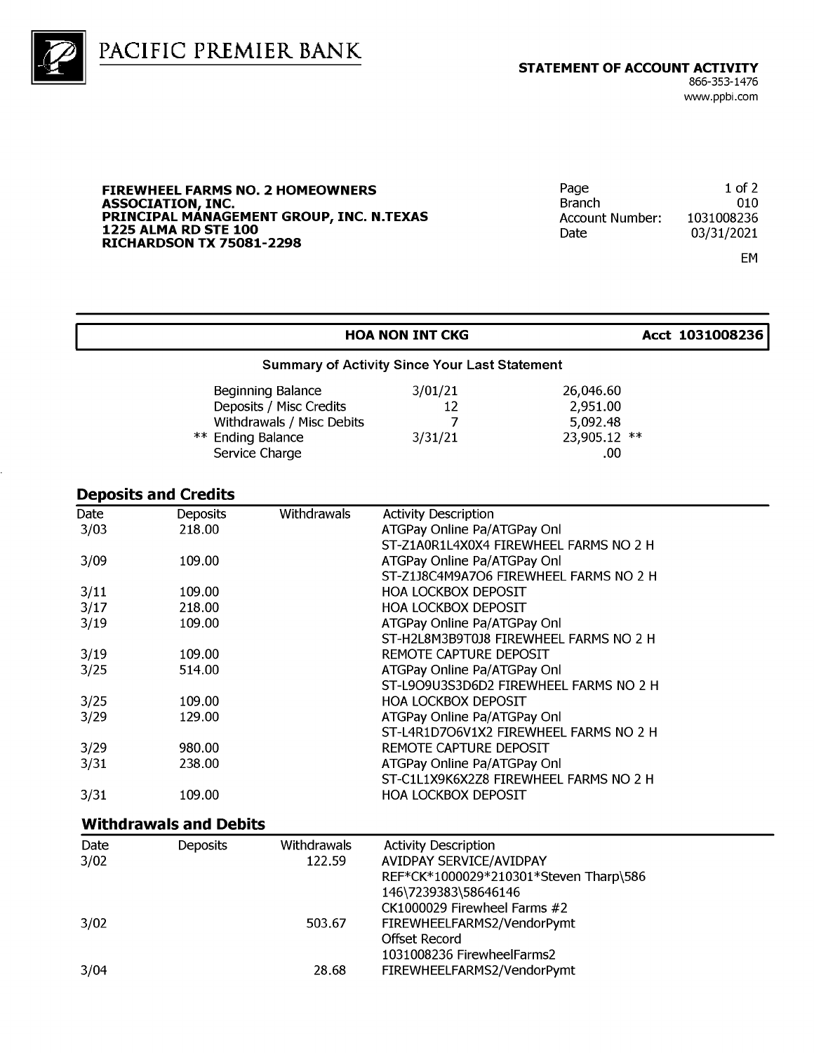PACIFIC PREMIER BANK

**STATEMENT OF ACCOUNT ACTIVITY**
866-353-1476
www.ppbi.com

**FIREWHEEL FARMS NO. 2 HOMEOWNERS ASSOCIATION, INC.**
**PRINCIPAL MANAGEMENT GROUP, INC. N.TEXAS**
**1225 ALMA RD STE 100**
**RICHARDSON TX 75081-2298**

| | |
|---|---|
| Page | 1 of 2 |
| Branch | 010 |
| Account Number: | 1031008236 |
| Date | 03/31/2021 |

EM

**HOA NON INT CKG** **Acct 1031008236**

**Summary of Activity Since Your Last Statement**

| | | |
|---|---|---|
| Beginning Balance | 3/01/21 | 26,046.60 |
| Deposits / Misc Credits | 12 | 2,951.00 |
| Withdrawals / Misc Debits | 7 | 5,092.48 |
| ** Ending Balance | 3/31/21 | 23,905.12 ** |
| Service Charge | | .00 |

## Deposits and Credits

| Date | Deposits | Withdrawals | Activity Description |
|---|---|---|---|
| 3/03 | 218.00 | | ATGPay Online Pa/ATGPay Onl ST-Z1A0R1L4X0X4 FIREWHEEL FARMS NO 2 H |
| 3/09 | 109.00 | | ATGPay Online Pa/ATGPay Onl ST-Z1J8C4M9A7O6 FIREWHEEL FARMS NO 2 H |
| 3/11 | 109.00 | | HOA LOCKBOX DEPOSIT |
| 3/17 | 218.00 | | HOA LOCKBOX DEPOSIT |
| 3/19 | 109.00 | | ATGPay Online Pa/ATGPay Onl ST-H2L8M3B9T0J8 FIREWHEEL FARMS NO 2 H |
| 3/19 | 109.00 | | REMOTE CAPTURE DEPOSIT |
| 3/25 | 514.00 | | ATGPay Online Pa/ATGPay Onl ST-L9O9U3S3D6D2 FIREWHEEL FARMS NO 2 H |
| 3/25 | 109.00 | | HOA LOCKBOX DEPOSIT |
| 3/29 | 129.00 | | ATGPay Online Pa/ATGPay Onl ST-L4R1D7O6V1X2 FIREWHEEL FARMS NO 2 H |
| 3/29 | 980.00 | | REMOTE CAPTURE DEPOSIT |
| 3/31 | 238.00 | | ATGPay Online Pa/ATGPay Onl ST-C1L1X9K6X2Z8 FIREWHEEL FARMS NO 2 H |
| 3/31 | 109.00 | | HOA LOCKBOX DEPOSIT |

## Withdrawals and Debits

| Date | Deposits | Withdrawals | Activity Description |
|---|---|---|---|
| 3/02 | | 122.59 | AVIDPAY SERVICE/AVIDPAY REF*CK*1000029*210301*Steven Tharp\586 146\7239383\58646146 CK1000029 Firewheel Farms #2 |
| 3/02 | | 503.67 | FIREWHEELFARMS2/VendorPymt Offset Record 1031008236 FirewheelFarms2 |
| 3/04 | | 28.68 | FIREWHEELFARMS2/VendorPymt |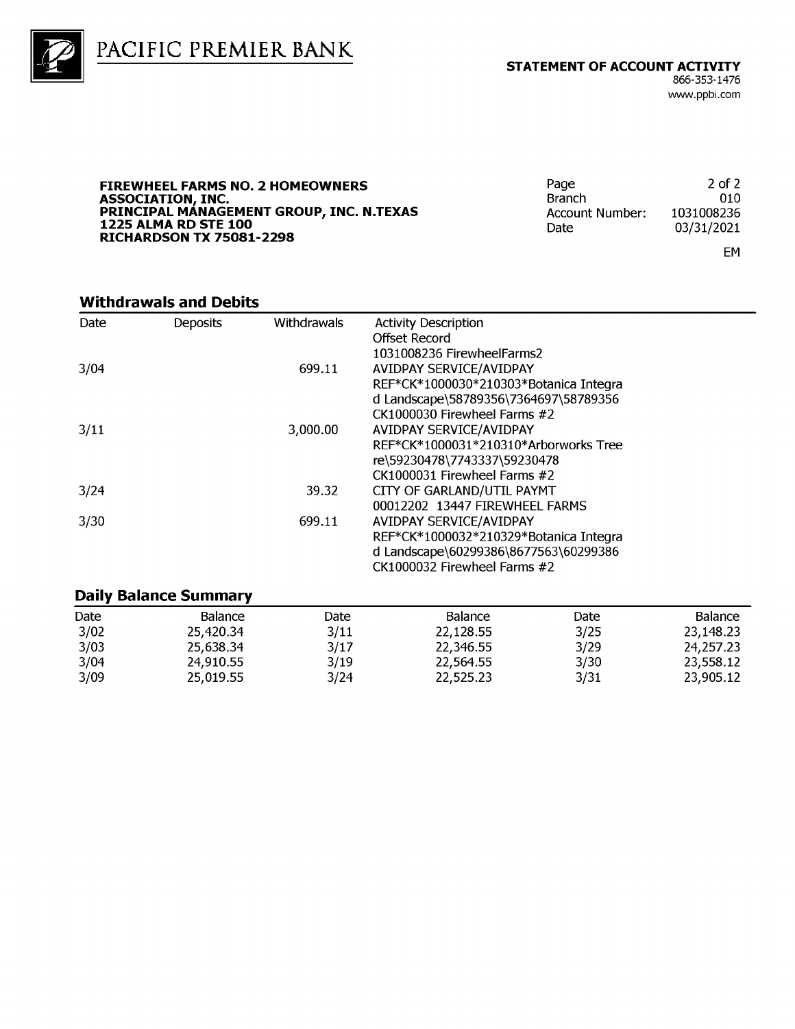PACIFIC PREMIER BANK

**STATEMENT OF ACCOUNT ACTIVITY**
866-353-1476
www.ppbi.com

**FIREWHEEL FARMS NO. 2 HOMEOWNERS ASSOCIATION, INC.**
**PRINCIPAL MANAGEMENT GROUP, INC. N.TEXAS**
**1225 ALMA RD STE 100**
**RICHARDSON TX 75081-2298**

| | |
|---|---|
| Page | 2 of 2 |
| Branch | 010 |
| Account Number: | 1031008236 |
| Date | 03/31/2021 |

EM

## Withdrawals and Debits

| Date | Deposits | Withdrawals | Activity Description |
|---|---|---|---|
| | | | Offset Record<br>1031008236 FirewheelFarms2 |
| 3/04 | | 699.11 | AVIDPAY SERVICE/AVIDPAY<br>REF*CK*1000030*210303*Botanica Integrated Landscape\58789356\7364697\58789356<br>CK1000030 Firewheel Farms #2 |
| 3/11 | | 3,000.00 | AVIDPAY SERVICE/AVIDPAY<br>REF*CK*1000031*210310*Arborworks Tree re\59230478\7743337\59230478<br>CK1000031 Firewheel Farms #2 |
| 3/24 | | 39.32 | CITY OF GARLAND/UTIL PAYMT<br>00012202 13447 FIREWHEEL FARMS |
| 3/30 | | 699.11 | AVIDPAY SERVICE/AVIDPAY<br>REF*CK*1000032*210329*Botanica Integrated Landscape\60299386\8677563\60299386<br>CK1000032 Firewheel Farms #2 |

## Daily Balance Summary

| Date | Balance | Date | Balance | Date | Balance |
|---|---|---|---|---|---|
| 3/02 | 25,420.34 | 3/11 | 22,128.55 | 3/25 | 23,148.23 |
| 3/03 | 25,638.34 | 3/17 | 22,346.55 | 3/29 | 24,257.23 |
| 3/04 | 24,910.55 | 3/19 | 22,564.55 | 3/30 | 23,558.12 |
| 3/09 | 25,019.55 | 3/24 | 22,525.23 | 3/31 | 23,905.12 |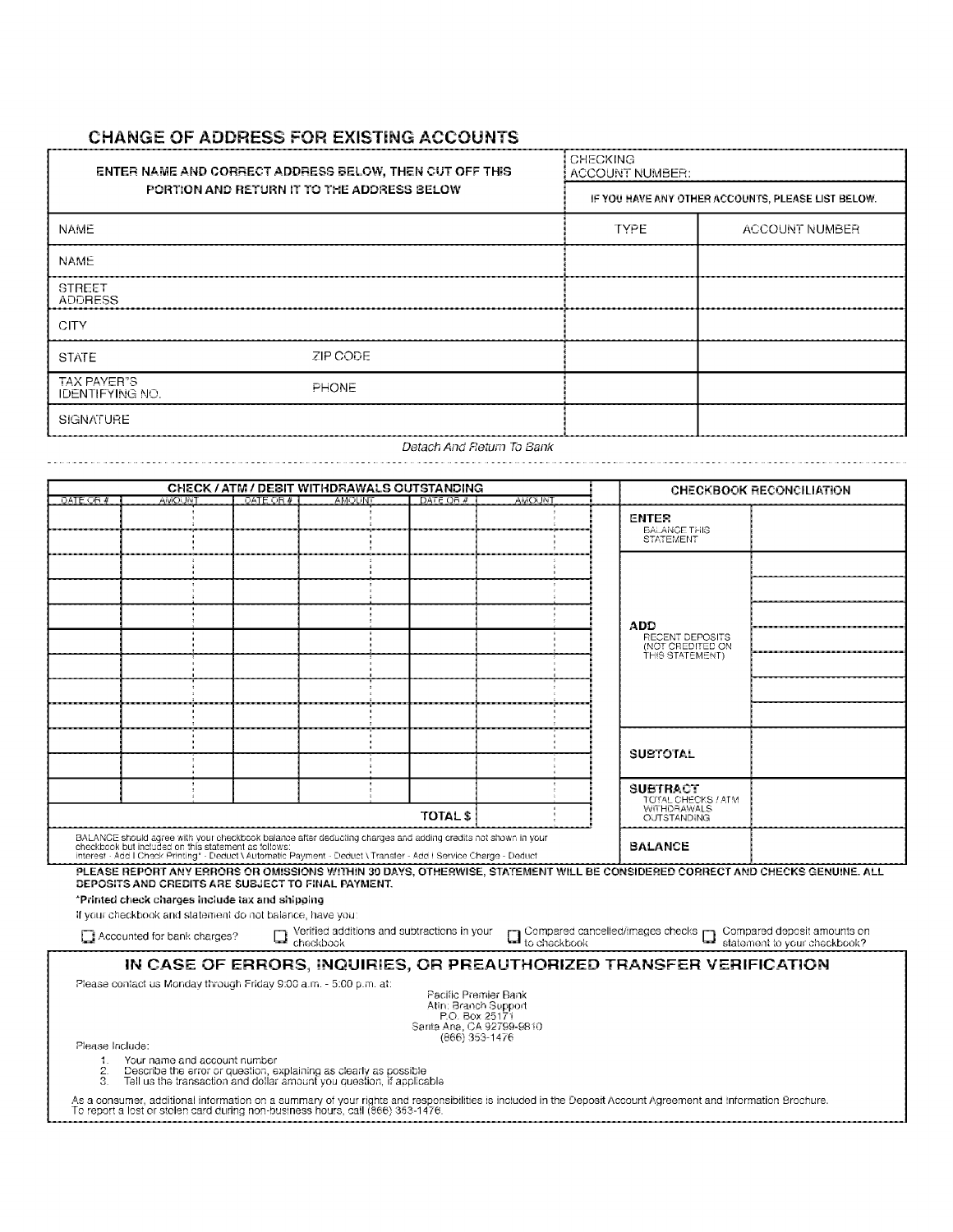## CHANGE OF ADDRESS FOR EXISTING ACCOUNTS

| ENTER NAME AND CORRECT ADDRESS BELOW, THEN CUT OFF THIS PORTION AND RETURN IT TO THE ADDRESS BELOW | | CHECKING ACCOUNT NUMBER: | |
|---|---|---|---|
| | | IF YOU HAVE ANY OTHER ACCOUNTS, PLEASE LIST BELOW. | |
| NAME | | TYPE | ACCOUNT NUMBER |
| NAME | | | |
| STREET ADDRESS | | | |
| CITY | | | |
| STATE | ZIP CODE | | |
| TAX PAYER'S IDENTIFYING NO. | PHONE | | |
| SIGNATURE | | | |

*Detach And Return To Bank*

| CHECK / ATM / DEBIT WITHDRAWALS OUTSTANDING | | | | | |
|---|---|---|---|---|---|
| DATE OR # | AMOUNT | DATE OR # | AMOUNT | DATE OR # | AMOUNT |
| | | | | | |
| | | | | | |
| | | | | | |
| | | | | | |
| | | | | | |
| | | | | | |
| | | | | | |
| | | | | | |
| | | | | | |
| | | | | | |
| | | | | | |
| | | | | | |
| | | | | TOTAL $ | |

| CHECKBOOK RECONCILIATION | |
|---|---|
| **ENTER** BALANCE THIS STATEMENT | |
| **ADD** RECENT DEPOSITS (NOT CREDITED ON THIS STATEMENT) | |
| **SUBTOTAL** | |
| **SUBTRACT** TOTAL CHECKS / ATM WITHDRAWALS OUTSTANDING | |
| **BALANCE** | |

BALANCE should agree with your checkbook balance after deducting charges and adding credits not shown in your checkbook but included on this statement as follows:
Interest - Add | Check Printing* - Deduct \ Automatic Payment - Deduct \ Transfer - Add | Service Charge - Deduct

**PLEASE REPORT ANY ERRORS OR OMISSIONS WITHIN 30 DAYS, OTHERWISE, STATEMENT WILL BE CONSIDERED CORRECT AND CHECKS GENUINE. ALL DEPOSITS AND CREDITS ARE SUBJECT TO FINAL PAYMENT.**

**\*Printed check charges include tax and shipping**

If your checkbook and statement do not balance, have you:

- ☐ Accounted for bank charges?
- ☐ Verified additions and subtractions in your checkbook
- ☐ Compared cancelled/images checks to checkbook
- ☐ Compared deposit amounts on statement to your checkbook?

## IN CASE OF ERRORS, INQUIRIES, OR PREAUTHORIZED TRANSFER VERIFICATION

Please contact us Monday through Friday 9:00 a.m. - 5:00 p.m. at:

Pacific Premier Bank
Attn: Branch Support
P.O. Box 25171
Santa Ana, CA 92799-9810
(866) 353-1476

Please Include:

1. Your name and account number
2. Describe the error or question, explaining as clearly as possible
3. Tell us the transaction and dollar amount you question, if applicable

As a consumer, additional information on a summary of your rights and responsibilities is included in the Deposit Account Agreement and Information Brochure.
To report a lost or stolen card during non-business hours, call (866) 353-1476.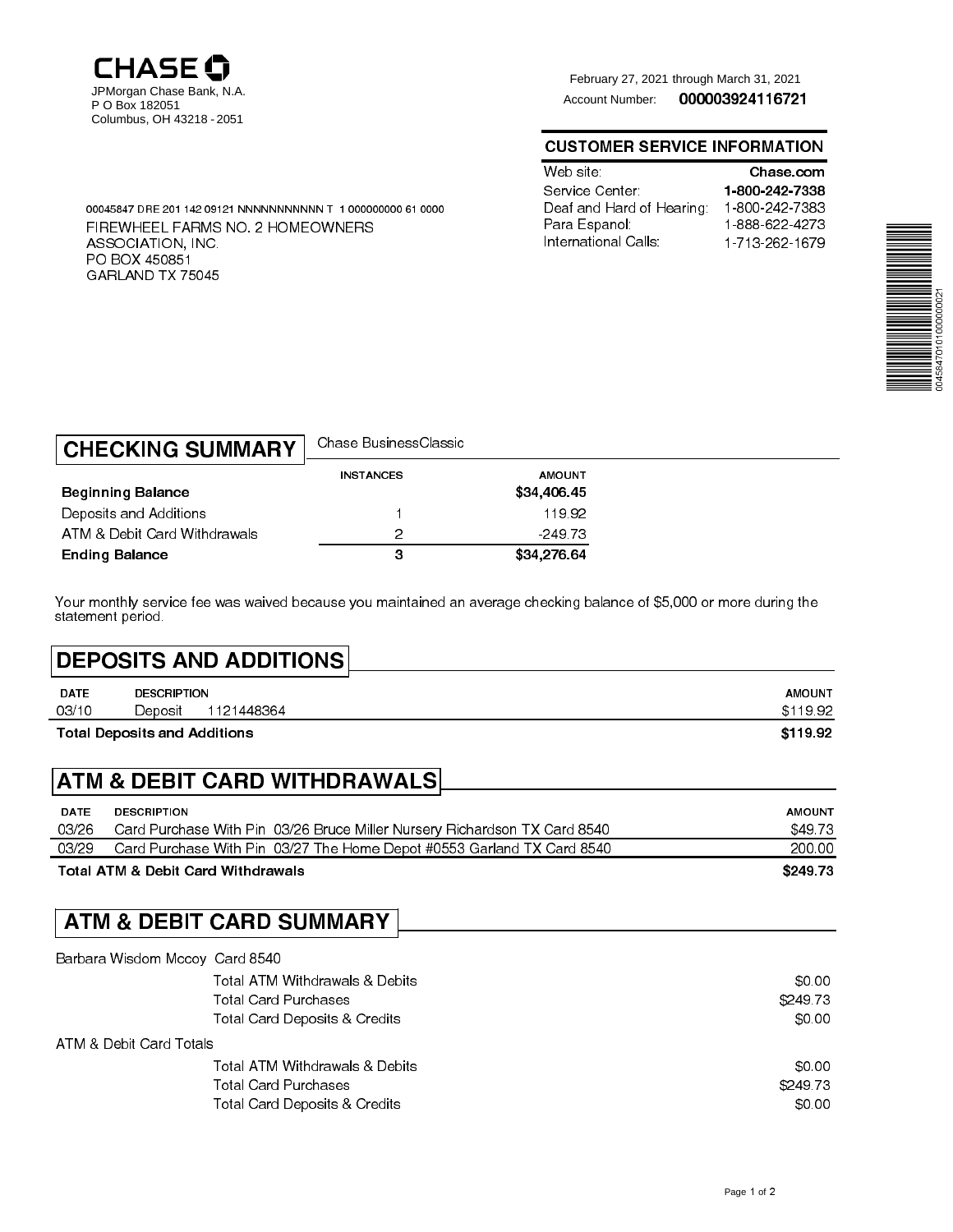**CHASE**

JPMorgan Chase Bank, N.A.
P O Box 182051
Columbus, OH 43218 - 2051

February 27, 2021 through March 31, 2021

Account Number: **000003924116721**

## CUSTOMER SERVICE INFORMATION

| | |
|---|---|
| Web site: | **Chase.com** |
| Service Center: | **1-800-242-7338** |
| Deaf and Hard of Hearing: | 1-800-242-7383 |
| Para Espanol: | 1-888-622-4273 |
| International Calls: | 1-713-262-1679 |

00045847 DRE 201 142 09121 NNNNNNNNNNN T 1 000000000 61 0000

FIREWHEEL FARMS NO. 2 HOMEOWNERS ASSOCIATION, INC.
PO BOX 450851
GARLAND TX 75045

## CHECKING SUMMARY

Chase BusinessClassic

| | INSTANCES | AMOUNT |
|---|---|---|
| **Beginning Balance** | | **$34,406.45** |
| Deposits and Additions | 1 | 119.92 |
| ATM & Debit Card Withdrawals | 2 | -249.73 |
| **Ending Balance** | **3** | **$34,276.64** |

Your monthly service fee was waived because you maintained an average checking balance of $5,000 or more during the statement period.

## DEPOSITS AND ADDITIONS

| DATE | DESCRIPTION | AMOUNT |
|---|---|---|
| 03/10 | Deposit 1121448364 | $119.92 |
| **Total Deposits and Additions** | | **$119.92** |

## ATM & DEBIT CARD WITHDRAWALS

| DATE | DESCRIPTION | AMOUNT |
|---|---|---|
| 03/26 | Card Purchase With Pin 03/26 Bruce Miller Nursery Richardson TX Card 8540 | $49.73 |
| 03/29 | Card Purchase With Pin 03/27 The Home Depot #0553 Garland TX Card 8540 | 200.00 |
| **Total ATM & Debit Card Withdrawals** | | **$249.73** |

## ATM & DEBIT CARD SUMMARY

Barbara Wisdom Mccoy Card 8540

| | |
|---|---|
| Total ATM Withdrawals & Debits | $0.00 |
| Total Card Purchases | $249.73 |
| Total Card Deposits & Credits | $0.00 |

ATM & Debit Card Totals

| | |
|---|---|
| Total ATM Withdrawals & Debits | $0.00 |
| Total Card Purchases | $249.73 |
| Total Card Deposits & Credits | $0.00 |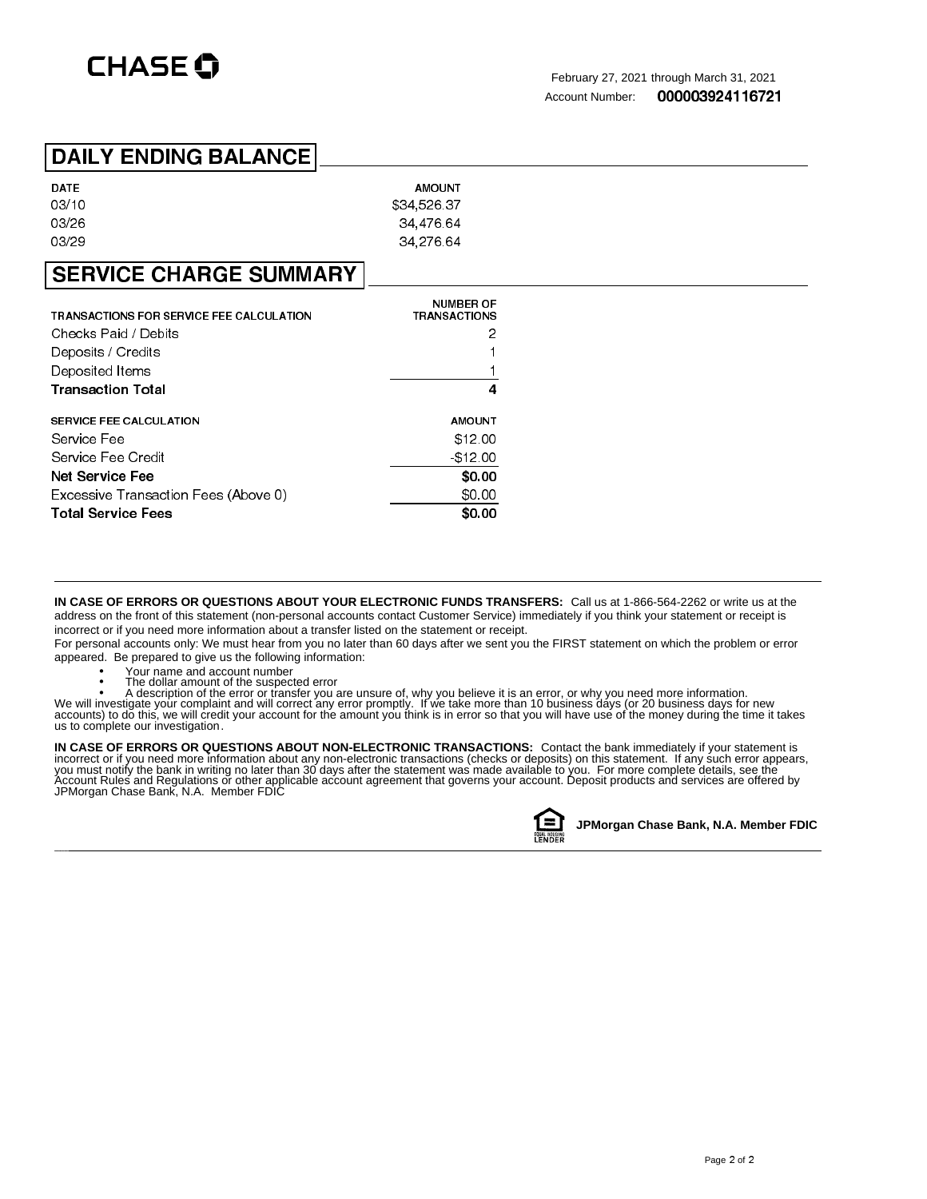CHASE

February 27, 2021 through March 31, 2021
Account Number: **000003924116721**

## DAILY ENDING BALANCE

| DATE | AMOUNT |
|---|---|
| 03/10 | $34,526.37 |
| 03/26 | 34,476.64 |
| 03/29 | 34,276.64 |

## SERVICE CHARGE SUMMARY

| TRANSACTIONS FOR SERVICE FEE CALCULATION | NUMBER OF TRANSACTIONS |
|---|---|
| Checks Paid / Debits | 2 |
| Deposits / Credits | 1 |
| Deposited Items | 1 |
| **Transaction Total** | **4** |

| SERVICE FEE CALCULATION | AMOUNT |
|---|---|
| Service Fee | $12.00 |
| Service Fee Credit | -$12.00 |
| **Net Service Fee** | **$0.00** |
| Excessive Transaction Fees (Above 0) | $0.00 |
| **Total Service Fees** | **$0.00** |

**IN CASE OF ERRORS OR QUESTIONS ABOUT YOUR ELECTRONIC FUNDS TRANSFERS:** Call us at 1-866-564-2262 or write us at the address on the front of this statement (non-personal accounts contact Customer Service) immediately if you think your statement or receipt is incorrect or if you need more information about a transfer listed on the statement or receipt.

For personal accounts only: We must hear from you no later than 60 days after we sent you the FIRST statement on which the problem or error appeared. Be prepared to give us the following information:

- Your name and account number
- The dollar amount of the suspected error
- A description of the error or transfer you are unsure of, why you believe it is an error, or why you need more information.

We will investigate your complaint and will correct any error promptly. If we take more than 10 business days (or 20 business days for new accounts) to do this, we will credit your account for the amount you think is in error so that you will have use of the money during the time it takes us to complete our investigation.

**IN CASE OF ERRORS OR QUESTIONS ABOUT NON-ELECTRONIC TRANSACTIONS:** Contact the bank immediately if your statement is incorrect or if you need more information about any non-electronic transactions (checks or deposits) on this statement. If any such error appears, you must notify the bank in writing no later than 30 days after the statement was made available to you. For more complete details, see the Account Rules and Regulations or other applicable account agreement that governs your account. Deposit products and services are offered by JPMorgan Chase Bank, N.A. Member FDIC

EQUAL HOUSING LENDER

**JPMorgan Chase Bank, N.A. Member FDIC**